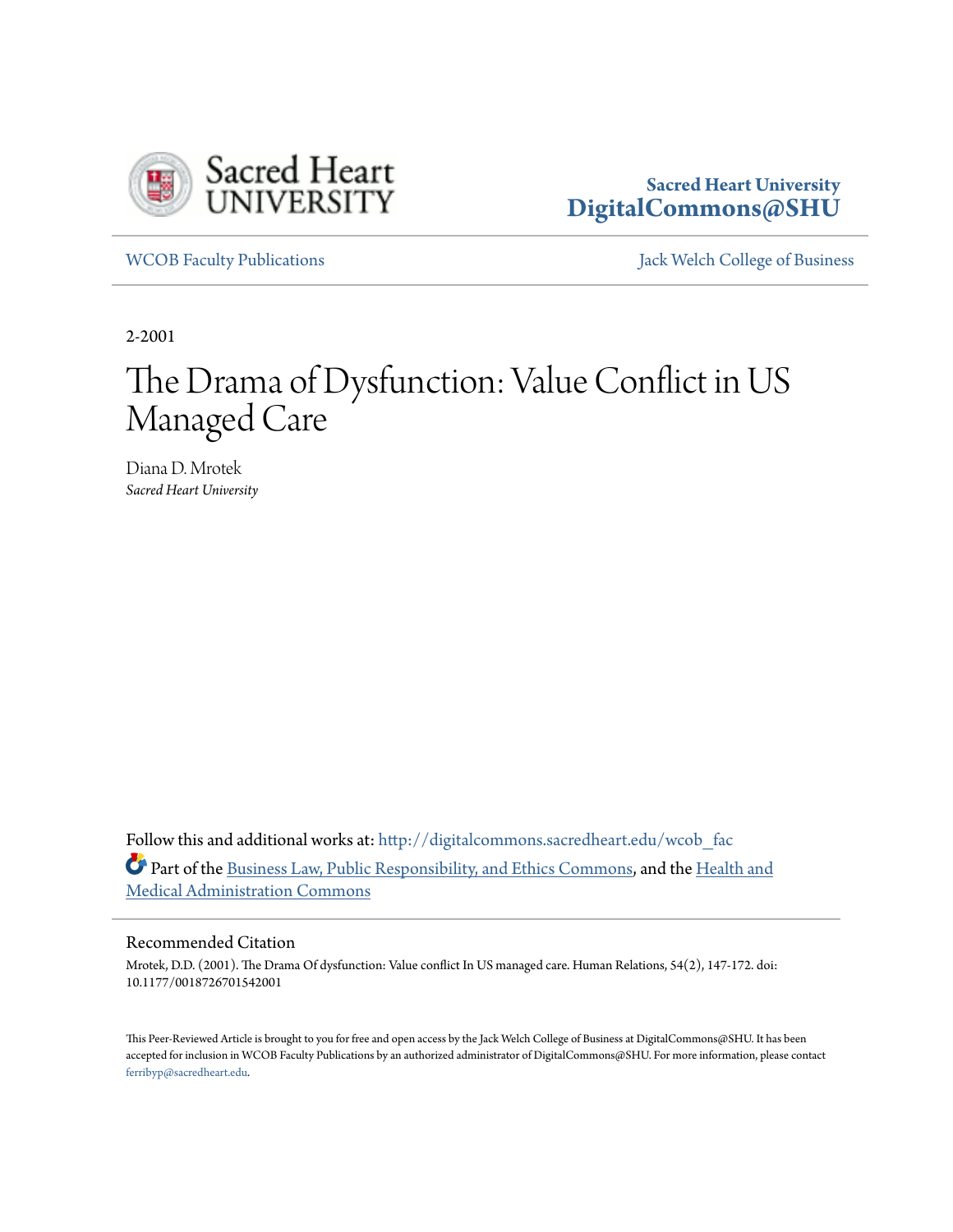Sacred Heart University

**Sacred Heart University**
**DigitalCommons@SHU**

WCOB Faculty Publications

Jack Welch College of Business

2-2001

# The Drama of Dysfunction: Value Conflict in US Managed Care

Diana D. Mrotek
*Sacred Heart University*

Follow this and additional works at: http://digitalcommons.sacredheart.edu/wcob_fac

Part of the Business Law, Public Responsibility, and Ethics Commons, and the Health and Medical Administration Commons

## Recommended Citation

Mrotek, D.D. (2001). The Drama Of dysfunction: Value conflict In US managed care. Human Relations, 54(2), 147-172. doi: 10.1177/0018726701542001

This Peer-Reviewed Article is brought to you for free and open access by the Jack Welch College of Business at DigitalCommons@SHU. It has been accepted for inclusion in WCOB Faculty Publications by an authorized administrator of DigitalCommons@SHU. For more information, please contact ferribyp@sacredheart.edu.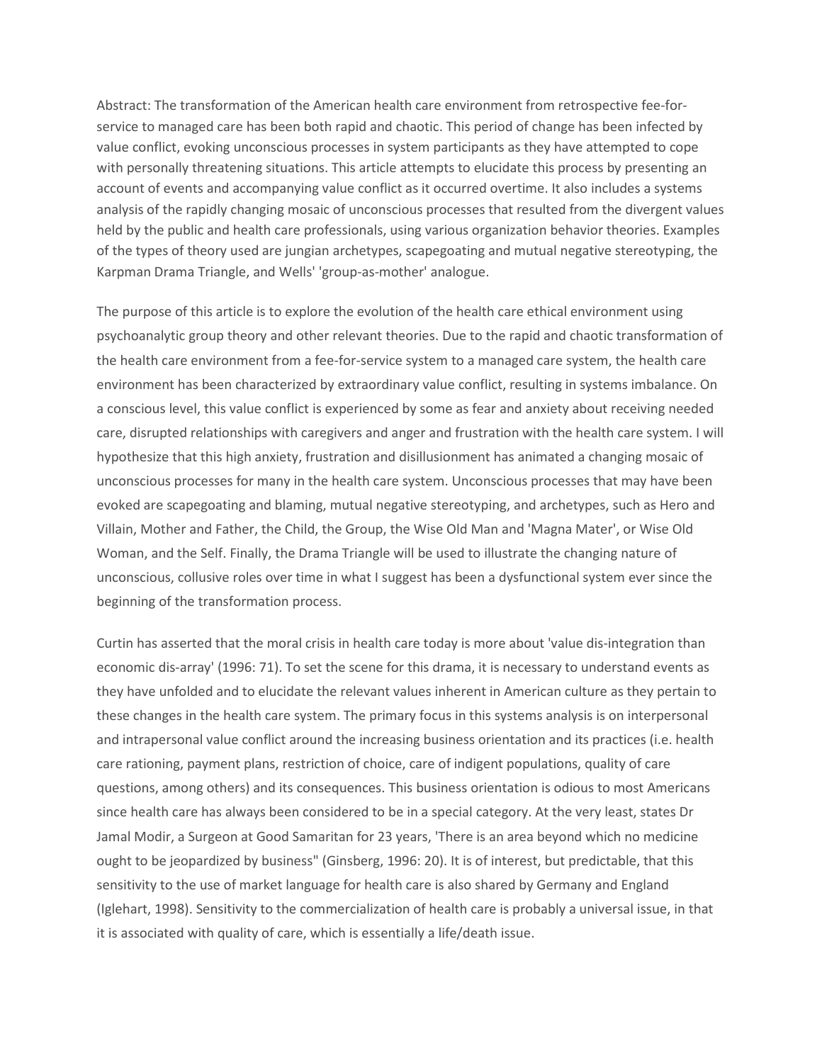Abstract: The transformation of the American health care environment from retrospective fee-for-service to managed care has been both rapid and chaotic. This period of change has been infected by value conflict, evoking unconscious processes in system participants as they have attempted to cope with personally threatening situations. This article attempts to elucidate this process by presenting an account of events and accompanying value conflict as it occurred overtime. It also includes a systems analysis of the rapidly changing mosaic of unconscious processes that resulted from the divergent values held by the public and health care professionals, using various organization behavior theories. Examples of the types of theory used are jungian archetypes, scapegoating and mutual negative stereotyping, the Karpman Drama Triangle, and Wells' 'group-as-mother' analogue.

The purpose of this article is to explore the evolution of the health care ethical environment using psychoanalytic group theory and other relevant theories. Due to the rapid and chaotic transformation of the health care environment from a fee-for-service system to a managed care system, the health care environment has been characterized by extraordinary value conflict, resulting in systems imbalance. On a conscious level, this value conflict is experienced by some as fear and anxiety about receiving needed care, disrupted relationships with caregivers and anger and frustration with the health care system. I will hypothesize that this high anxiety, frustration and disillusionment has animated a changing mosaic of unconscious processes for many in the health care system. Unconscious processes that may have been evoked are scapegoating and blaming, mutual negative stereotyping, and archetypes, such as Hero and Villain, Mother and Father, the Child, the Group, the Wise Old Man and 'Magna Mater', or Wise Old Woman, and the Self. Finally, the Drama Triangle will be used to illustrate the changing nature of unconscious, collusive roles over time in what I suggest has been a dysfunctional system ever since the beginning of the transformation process.

Curtin has asserted that the moral crisis in health care today is more about 'value dis-integration than economic dis-array' (1996: 71). To set the scene for this drama, it is necessary to understand events as they have unfolded and to elucidate the relevant values inherent in American culture as they pertain to these changes in the health care system. The primary focus in this systems analysis is on interpersonal and intrapersonal value conflict around the increasing business orientation and its practices (i.e. health care rationing, payment plans, restriction of choice, care of indigent populations, quality of care questions, among others) and its consequences. This business orientation is odious to most Americans since health care has always been considered to be in a special category. At the very least, states Dr Jamal Modir, a Surgeon at Good Samaritan for 23 years, 'There is an area beyond which no medicine ought to be jeopardized by business" (Ginsberg, 1996: 20). It is of interest, but predictable, that this sensitivity to the use of market language for health care is also shared by Germany and England (Iglehart, 1998). Sensitivity to the commercialization of health care is probably a universal issue, in that it is associated with quality of care, which is essentially a life/death issue.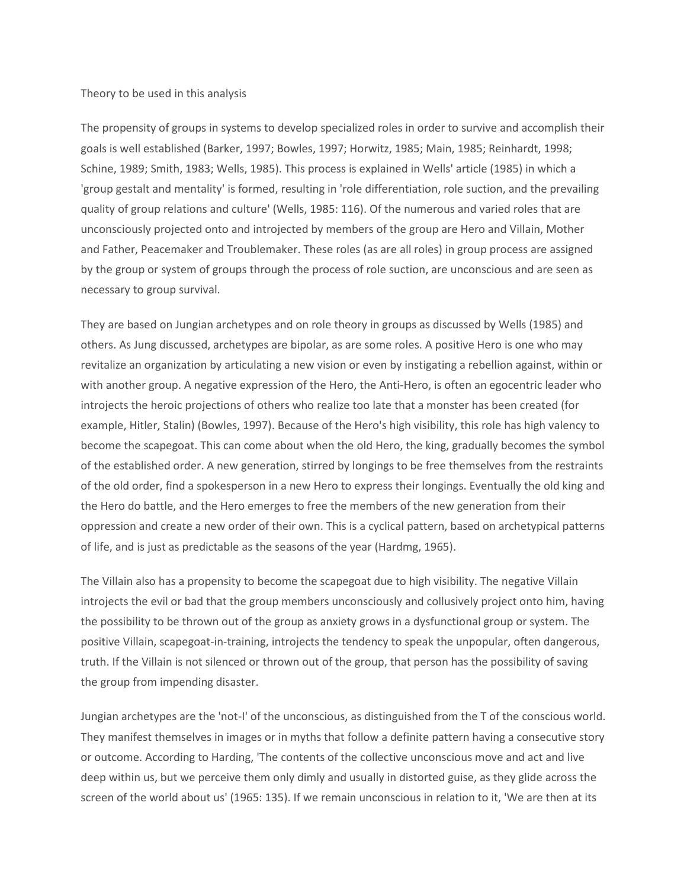Theory to be used in this analysis

The propensity of groups in systems to develop specialized roles in order to survive and accomplish their goals is well established (Barker, 1997; Bowles, 1997; Horwitz, 1985; Main, 1985; Reinhardt, 1998; Schine, 1989; Smith, 1983; Wells, 1985). This process is explained in Wells' article (1985) in which a 'group gestalt and mentality' is formed, resulting in 'role differentiation, role suction, and the prevailing quality of group relations and culture' (Wells, 1985: 116). Of the numerous and varied roles that are unconsciously projected onto and introjected by members of the group are Hero and Villain, Mother and Father, Peacemaker and Troublemaker. These roles (as are all roles) in group process are assigned by the group or system of groups through the process of role suction, are unconscious and are seen as necessary to group survival.

They are based on Jungian archetypes and on role theory in groups as discussed by Wells (1985) and others. As Jung discussed, archetypes are bipolar, as are some roles. A positive Hero is one who may revitalize an organization by articulating a new vision or even by instigating a rebellion against, within or with another group. A negative expression of the Hero, the Anti-Hero, is often an egocentric leader who introjects the heroic projections of others who realize too late that a monster has been created (for example, Hitler, Stalin) (Bowles, 1997). Because of the Hero's high visibility, this role has high valency to become the scapegoat. This can come about when the old Hero, the king, gradually becomes the symbol of the established order. A new generation, stirred by longings to be free themselves from the restraints of the old order, find a spokesperson in a new Hero to express their longings. Eventually the old king and the Hero do battle, and the Hero emerges to free the members of the new generation from their oppression and create a new order of their own. This is a cyclical pattern, based on archetypical patterns of life, and is just as predictable as the seasons of the year (Hardmg, 1965).

The Villain also has a propensity to become the scapegoat due to high visibility. The negative Villain introjects the evil or bad that the group members unconsciously and collusively project onto him, having the possibility to be thrown out of the group as anxiety grows in a dysfunctional group or system. The positive Villain, scapegoat-in-training, introjects the tendency to speak the unpopular, often dangerous, truth. If the Villain is not silenced or thrown out of the group, that person has the possibility of saving the group from impending disaster.

Jungian archetypes are the 'not-I' of the unconscious, as distinguished from the T of the conscious world. They manifest themselves in images or in myths that follow a definite pattern having a consecutive story or outcome. According to Harding, 'The contents of the collective unconscious move and act and live deep within us, but we perceive them only dimly and usually in distorted guise, as they glide across the screen of the world about us' (1965: 135). If we remain unconscious in relation to it, 'We are then at its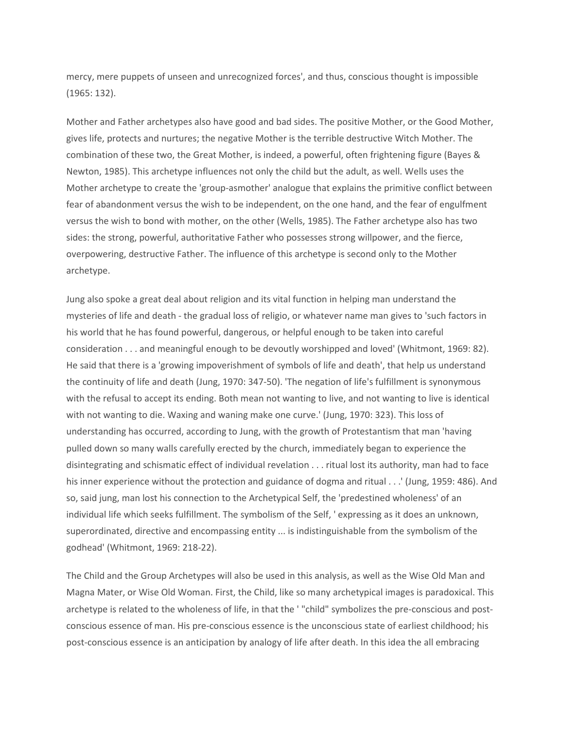mercy, mere puppets of unseen and unrecognized forces', and thus, conscious thought is impossible (1965: 132).

Mother and Father archetypes also have good and bad sides. The positive Mother, or the Good Mother, gives life, protects and nurtures; the negative Mother is the terrible destructive Witch Mother. The combination of these two, the Great Mother, is indeed, a powerful, often frightening figure (Bayes & Newton, 1985). This archetype influences not only the child but the adult, as well. Wells uses the Mother archetype to create the 'group-asmother' analogue that explains the primitive conflict between fear of abandonment versus the wish to be independent, on the one hand, and the fear of engulfment versus the wish to bond with mother, on the other (Wells, 1985). The Father archetype also has two sides: the strong, powerful, authoritative Father who possesses strong willpower, and the fierce, overpowering, destructive Father. The influence of this archetype is second only to the Mother archetype.

Jung also spoke a great deal about religion and its vital function in helping man understand the mysteries of life and death - the gradual loss of religio, or whatever name man gives to 'such factors in his world that he has found powerful, dangerous, or helpful enough to be taken into careful consideration . . . and meaningful enough to be devoutly worshipped and loved' (Whitmont, 1969: 82). He said that there is a 'growing impoverishment of symbols of life and death', that help us understand the continuity of life and death (Jung, 1970: 347-50). 'The negation of life's fulfillment is synonymous with the refusal to accept its ending. Both mean not wanting to live, and not wanting to live is identical with not wanting to die. Waxing and waning make one curve.' (Jung, 1970: 323). This loss of understanding has occurred, according to Jung, with the growth of Protestantism that man 'having pulled down so many walls carefully erected by the church, immediately began to experience the disintegrating and schismatic effect of individual revelation . . . ritual lost its authority, man had to face his inner experience without the protection and guidance of dogma and ritual . . .' (Jung, 1959: 486). And so, said jung, man lost his connection to the Archetypical Self, the 'predestined wholeness' of an individual life which seeks fulfillment. The symbolism of the Self, ' expressing as it does an unknown, superordinated, directive and encompassing entity ... is indistinguishable from the symbolism of the godhead' (Whitmont, 1969: 218-22).

The Child and the Group Archetypes will also be used in this analysis, as well as the Wise Old Man and Magna Mater, or Wise Old Woman. First, the Child, like so many archetypical images is paradoxical. This archetype is related to the wholeness of life, in that the ' "child" symbolizes the pre-conscious and post-conscious essence of man. His pre-conscious essence is the unconscious state of earliest childhood; his post-conscious essence is an anticipation by analogy of life after death. In this idea the all embracing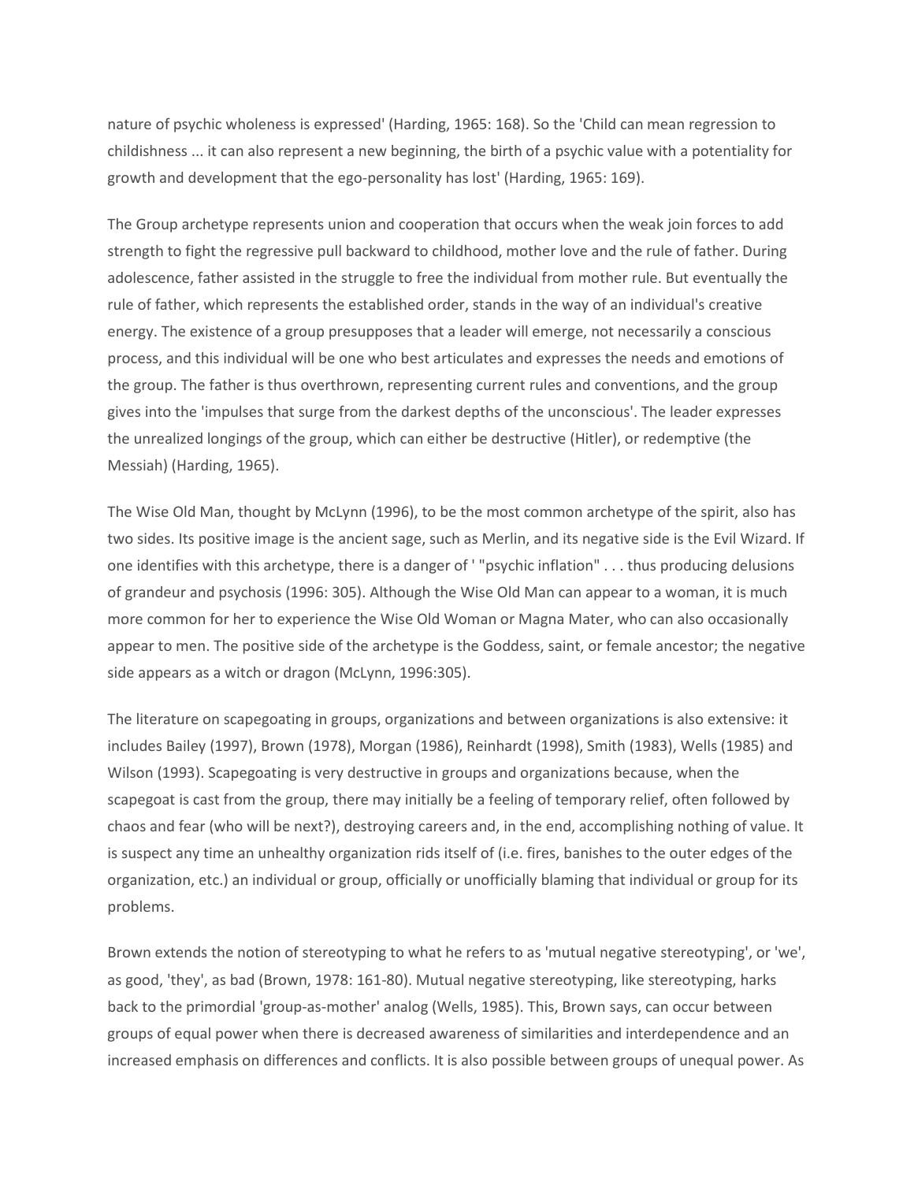nature of psychic wholeness is expressed' (Harding, 1965: 168). So the 'Child can mean regression to childishness ... it can also represent a new beginning, the birth of a psychic value with a potentiality for growth and development that the ego-personality has lost' (Harding, 1965: 169).

The Group archetype represents union and cooperation that occurs when the weak join forces to add strength to fight the regressive pull backward to childhood, mother love and the rule of father. During adolescence, father assisted in the struggle to free the individual from mother rule. But eventually the rule of father, which represents the established order, stands in the way of an individual's creative energy. The existence of a group presupposes that a leader will emerge, not necessarily a conscious process, and this individual will be one who best articulates and expresses the needs and emotions of the group. The father is thus overthrown, representing current rules and conventions, and the group gives into the 'impulses that surge from the darkest depths of the unconscious'. The leader expresses the unrealized longings of the group, which can either be destructive (Hitler), or redemptive (the Messiah) (Harding, 1965).

The Wise Old Man, thought by McLynn (1996), to be the most common archetype of the spirit, also has two sides. Its positive image is the ancient sage, such as Merlin, and its negative side is the Evil Wizard. If one identifies with this archetype, there is a danger of ' "psychic inflation" . . . thus producing delusions of grandeur and psychosis (1996: 305). Although the Wise Old Man can appear to a woman, it is much more common for her to experience the Wise Old Woman or Magna Mater, who can also occasionally appear to men. The positive side of the archetype is the Goddess, saint, or female ancestor; the negative side appears as a witch or dragon (McLynn, 1996:305).

The literature on scapegoating in groups, organizations and between organizations is also extensive: it includes Bailey (1997), Brown (1978), Morgan (1986), Reinhardt (1998), Smith (1983), Wells (1985) and Wilson (1993). Scapegoating is very destructive in groups and organizations because, when the scapegoat is cast from the group, there may initially be a feeling of temporary relief, often followed by chaos and fear (who will be next?), destroying careers and, in the end, accomplishing nothing of value. It is suspect any time an unhealthy organization rids itself of (i.e. fires, banishes to the outer edges of the organization, etc.) an individual or group, officially or unofficially blaming that individual or group for its problems.

Brown extends the notion of stereotyping to what he refers to as 'mutual negative stereotyping', or 'we', as good, 'they', as bad (Brown, 1978: 161-80). Mutual negative stereotyping, like stereotyping, harks back to the primordial 'group-as-mother' analog (Wells, 1985). This, Brown says, can occur between groups of equal power when there is decreased awareness of similarities and interdependence and an increased emphasis on differences and conflicts. It is also possible between groups of unequal power. As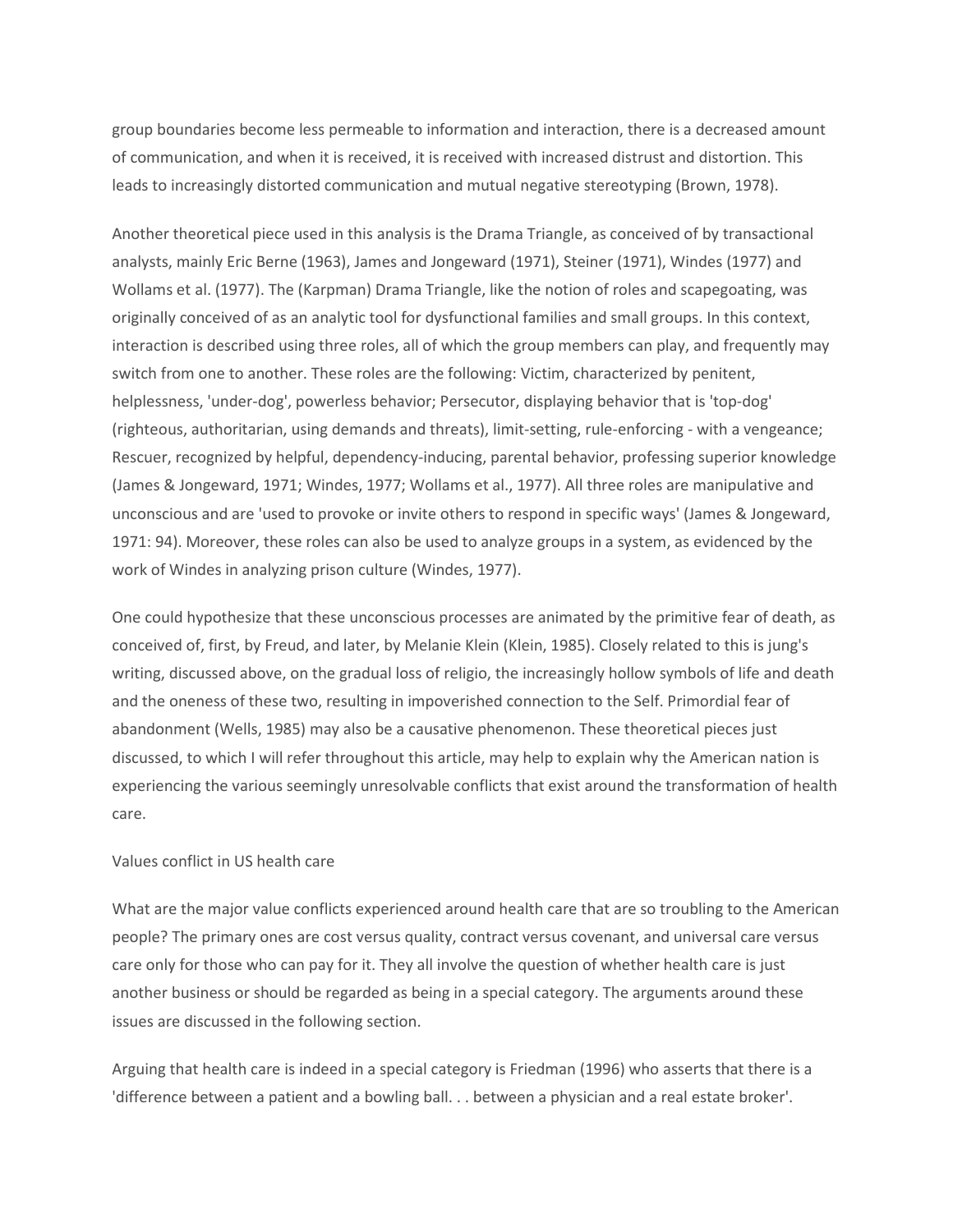group boundaries become less permeable to information and interaction, there is a decreased amount of communication, and when it is received, it is received with increased distrust and distortion. This leads to increasingly distorted communication and mutual negative stereotyping (Brown, 1978).

Another theoretical piece used in this analysis is the Drama Triangle, as conceived of by transactional analysts, mainly Eric Berne (1963), James and Jongeward (1971), Steiner (1971), Windes (1977) and Wollams et al. (1977). The (Karpman) Drama Triangle, like the notion of roles and scapegoating, was originally conceived of as an analytic tool for dysfunctional families and small groups. In this context, interaction is described using three roles, all of which the group members can play, and frequently may switch from one to another. These roles are the following: Victim, characterized by penitent, helplessness, 'under-dog', powerless behavior; Persecutor, displaying behavior that is 'top-dog' (righteous, authoritarian, using demands and threats), limit-setting, rule-enforcing - with a vengeance; Rescuer, recognized by helpful, dependency-inducing, parental behavior, professing superior knowledge (James & Jongeward, 1971; Windes, 1977; Wollams et al., 1977). All three roles are manipulative and unconscious and are 'used to provoke or invite others to respond in specific ways' (James & Jongeward, 1971: 94). Moreover, these roles can also be used to analyze groups in a system, as evidenced by the work of Windes in analyzing prison culture (Windes, 1977).

One could hypothesize that these unconscious processes are animated by the primitive fear of death, as conceived of, first, by Freud, and later, by Melanie Klein (Klein, 1985). Closely related to this is jung's writing, discussed above, on the gradual loss of religio, the increasingly hollow symbols of life and death and the oneness of these two, resulting in impoverished connection to the Self. Primordial fear of abandonment (Wells, 1985) may also be a causative phenomenon. These theoretical pieces just discussed, to which I will refer throughout this article, may help to explain why the American nation is experiencing the various seemingly unresolvable conflicts that exist around the transformation of health care.

## Values conflict in US health care

What are the major value conflicts experienced around health care that are so troubling to the American people? The primary ones are cost versus quality, contract versus covenant, and universal care versus care only for those who can pay for it. They all involve the question of whether health care is just another business or should be regarded as being in a special category. The arguments around these issues are discussed in the following section.

Arguing that health care is indeed in a special category is Friedman (1996) who asserts that there is a 'difference between a patient and a bowling ball. . . between a physician and a real estate broker'.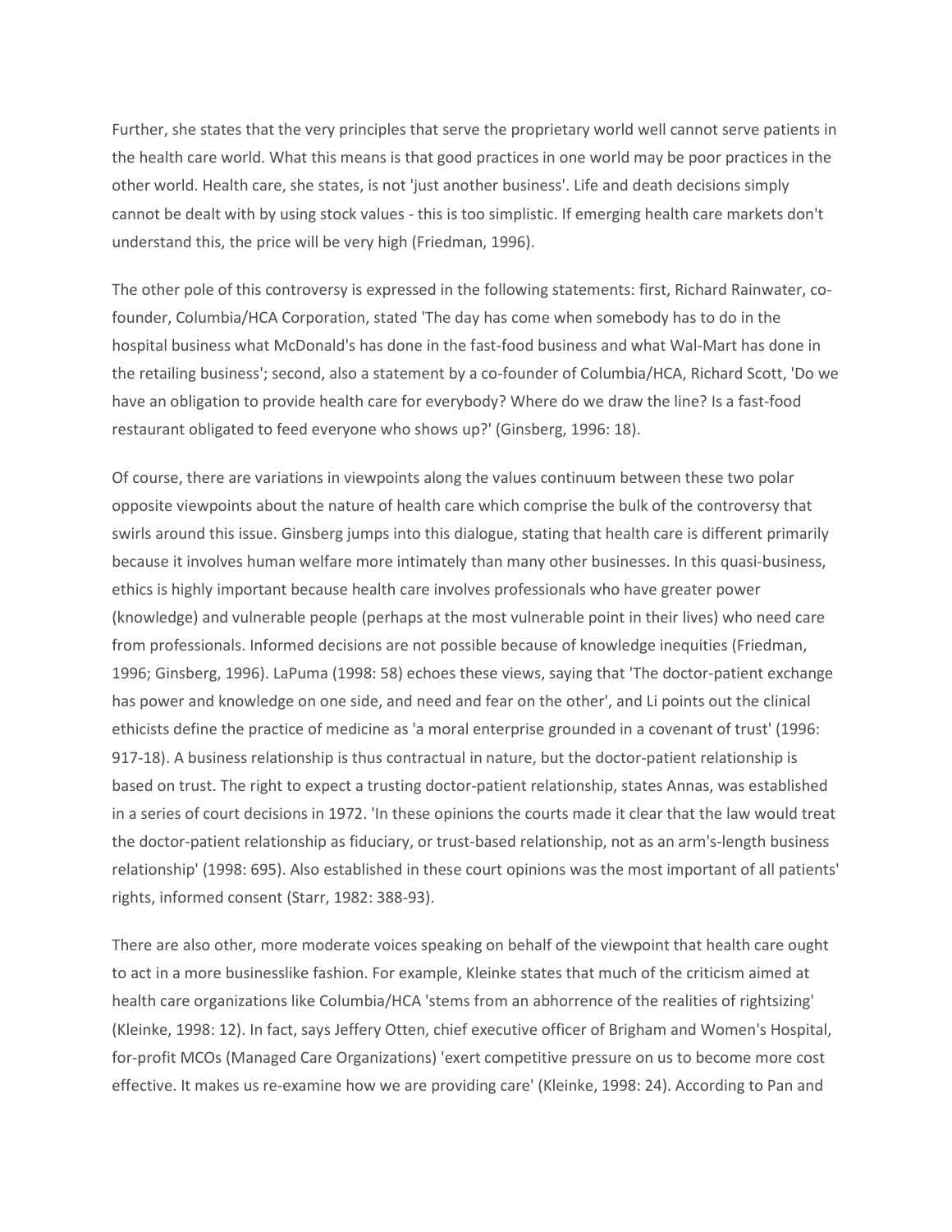Further, she states that the very principles that serve the proprietary world well cannot serve patients in the health care world. What this means is that good practices in one world may be poor practices in the other world. Health care, she states, is not 'just another business'. Life and death decisions simply cannot be dealt with by using stock values - this is too simplistic. If emerging health care markets don't understand this, the price will be very high (Friedman, 1996).

The other pole of this controversy is expressed in the following statements: first, Richard Rainwater, co-founder, Columbia/HCA Corporation, stated 'The day has come when somebody has to do in the hospital business what McDonald's has done in the fast-food business and what Wal-Mart has done in the retailing business'; second, also a statement by a co-founder of Columbia/HCA, Richard Scott, 'Do we have an obligation to provide health care for everybody? Where do we draw the line? Is a fast-food restaurant obligated to feed everyone who shows up?' (Ginsberg, 1996: 18).

Of course, there are variations in viewpoints along the values continuum between these two polar opposite viewpoints about the nature of health care which comprise the bulk of the controversy that swirls around this issue. Ginsberg jumps into this dialogue, stating that health care is different primarily because it involves human welfare more intimately than many other businesses. In this quasi-business, ethics is highly important because health care involves professionals who have greater power (knowledge) and vulnerable people (perhaps at the most vulnerable point in their lives) who need care from professionals. Informed decisions are not possible because of knowledge inequities (Friedman, 1996; Ginsberg, 1996). LaPuma (1998: 58) echoes these views, saying that 'The doctor-patient exchange has power and knowledge on one side, and need and fear on the other', and Li points out the clinical ethicists define the practice of medicine as 'a moral enterprise grounded in a covenant of trust' (1996: 917-18). A business relationship is thus contractual in nature, but the doctor-patient relationship is based on trust. The right to expect a trusting doctor-patient relationship, states Annas, was established in a series of court decisions in 1972. 'In these opinions the courts made it clear that the law would treat the doctor-patient relationship as fiduciary, or trust-based relationship, not as an arm's-length business relationship' (1998: 695). Also established in these court opinions was the most important of all patients' rights, informed consent (Starr, 1982: 388-93).

There are also other, more moderate voices speaking on behalf of the viewpoint that health care ought to act in a more businesslike fashion. For example, Kleinke states that much of the criticism aimed at health care organizations like Columbia/HCA 'stems from an abhorrence of the realities of rightsizing' (Kleinke, 1998: 12). In fact, says Jeffery Otten, chief executive officer of Brigham and Women's Hospital, for-profit MCOs (Managed Care Organizations) 'exert competitive pressure on us to become more cost effective. It makes us re-examine how we are providing care' (Kleinke, 1998: 24). According to Pan and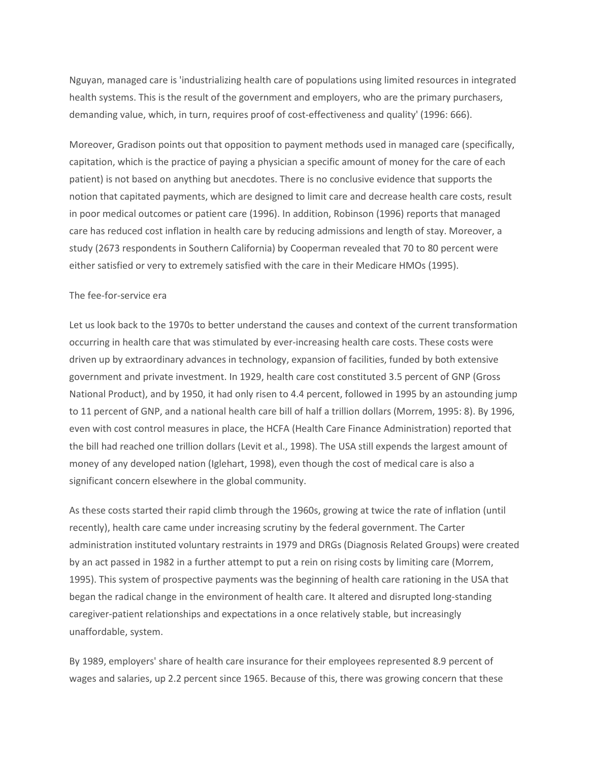Nguyan, managed care is 'industrializing health care of populations using limited resources in integrated health systems. This is the result of the government and employers, who are the primary purchasers, demanding value, which, in turn, requires proof of cost-effectiveness and quality' (1996: 666).

Moreover, Gradison points out that opposition to payment methods used in managed care (specifically, capitation, which is the practice of paying a physician a specific amount of money for the care of each patient) is not based on anything but anecdotes. There is no conclusive evidence that supports the notion that capitated payments, which are designed to limit care and decrease health care costs, result in poor medical outcomes or patient care (1996). In addition, Robinson (1996) reports that managed care has reduced cost inflation in health care by reducing admissions and length of stay. Moreover, a study (2673 respondents in Southern California) by Cooperman revealed that 70 to 80 percent were either satisfied or very to extremely satisfied with the care in their Medicare HMOs (1995).

## The fee-for-service era

Let us look back to the 1970s to better understand the causes and context of the current transformation occurring in health care that was stimulated by ever-increasing health care costs. These costs were driven up by extraordinary advances in technology, expansion of facilities, funded by both extensive government and private investment. In 1929, health care cost constituted 3.5 percent of GNP (Gross National Product), and by 1950, it had only risen to 4.4 percent, followed in 1995 by an astounding jump to 11 percent of GNP, and a national health care bill of half a trillion dollars (Morrem, 1995: 8). By 1996, even with cost control measures in place, the HCFA (Health Care Finance Administration) reported that the bill had reached one trillion dollars (Levit et al., 1998). The USA still expends the largest amount of money of any developed nation (Iglehart, 1998), even though the cost of medical care is also a significant concern elsewhere in the global community.

As these costs started their rapid climb through the 1960s, growing at twice the rate of inflation (until recently), health care came under increasing scrutiny by the federal government. The Carter administration instituted voluntary restraints in 1979 and DRGs (Diagnosis Related Groups) were created by an act passed in 1982 in a further attempt to put a rein on rising costs by limiting care (Morrem, 1995). This system of prospective payments was the beginning of health care rationing in the USA that began the radical change in the environment of health care. It altered and disrupted long-standing caregiver-patient relationships and expectations in a once relatively stable, but increasingly unaffordable, system.

By 1989, employers' share of health care insurance for their employees represented 8.9 percent of wages and salaries, up 2.2 percent since 1965. Because of this, there was growing concern that these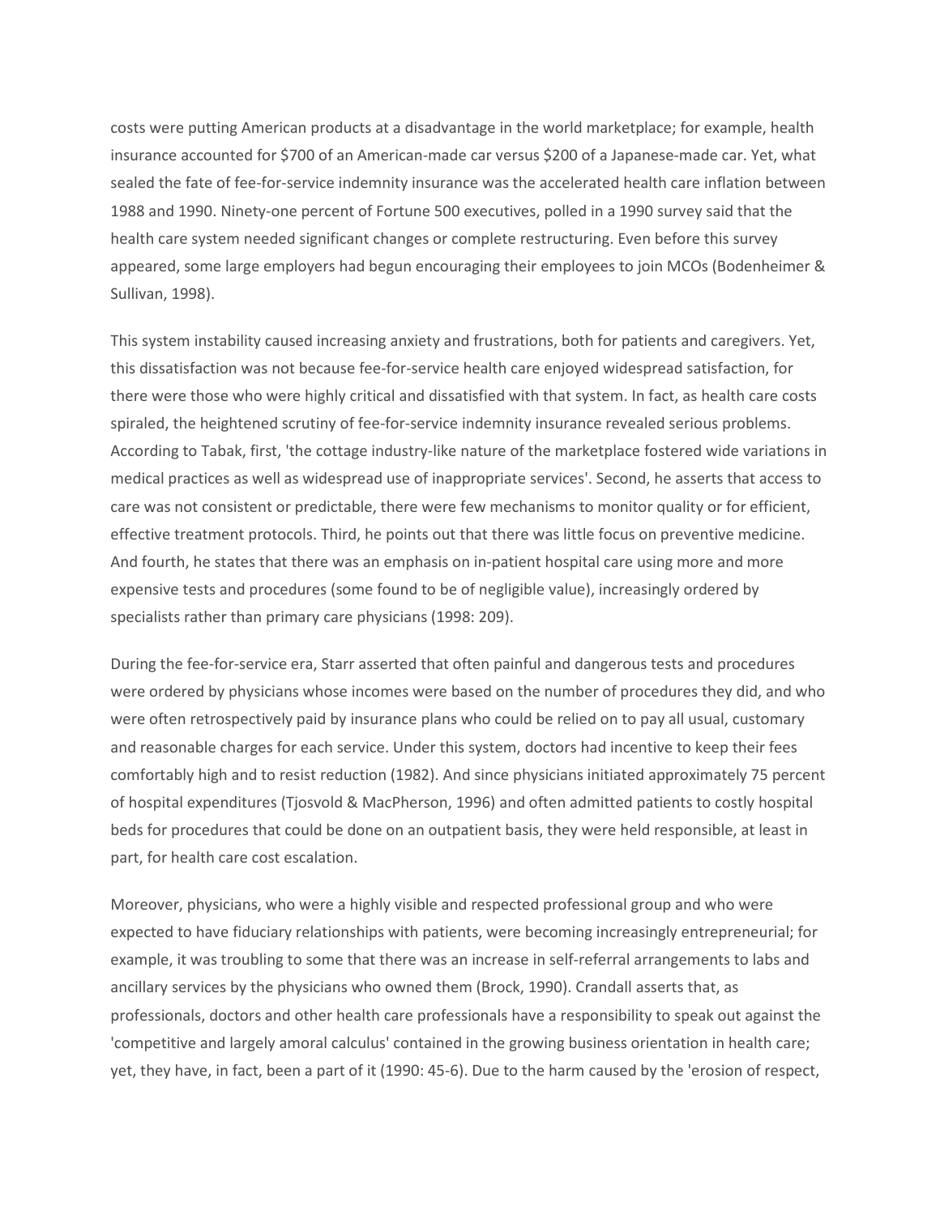costs were putting American products at a disadvantage in the world marketplace; for example, health insurance accounted for $700 of an American-made car versus $200 of a Japanese-made car. Yet, what sealed the fate of fee-for-service indemnity insurance was the accelerated health care inflation between 1988 and 1990. Ninety-one percent of Fortune 500 executives, polled in a 1990 survey said that the health care system needed significant changes or complete restructuring. Even before this survey appeared, some large employers had begun encouraging their employees to join MCOs (Bodenheimer & Sullivan, 1998).

This system instability caused increasing anxiety and frustrations, both for patients and caregivers. Yet, this dissatisfaction was not because fee-for-service health care enjoyed widespread satisfaction, for there were those who were highly critical and dissatisfied with that system. In fact, as health care costs spiraled, the heightened scrutiny of fee-for-service indemnity insurance revealed serious problems. According to Tabak, first, 'the cottage industry-like nature of the marketplace fostered wide variations in medical practices as well as widespread use of inappropriate services'. Second, he asserts that access to care was not consistent or predictable, there were few mechanisms to monitor quality or for efficient, effective treatment protocols. Third, he points out that there was little focus on preventive medicine. And fourth, he states that there was an emphasis on in-patient hospital care using more and more expensive tests and procedures (some found to be of negligible value), increasingly ordered by specialists rather than primary care physicians (1998: 209).

During the fee-for-service era, Starr asserted that often painful and dangerous tests and procedures were ordered by physicians whose incomes were based on the number of procedures they did, and who were often retrospectively paid by insurance plans who could be relied on to pay all usual, customary and reasonable charges for each service. Under this system, doctors had incentive to keep their fees comfortably high and to resist reduction (1982). And since physicians initiated approximately 75 percent of hospital expenditures (Tjosvold & MacPherson, 1996) and often admitted patients to costly hospital beds for procedures that could be done on an outpatient basis, they were held responsible, at least in part, for health care cost escalation.

Moreover, physicians, who were a highly visible and respected professional group and who were expected to have fiduciary relationships with patients, were becoming increasingly entrepreneurial; for example, it was troubling to some that there was an increase in self-referral arrangements to labs and ancillary services by the physicians who owned them (Brock, 1990). Crandall asserts that, as professionals, doctors and other health care professionals have a responsibility to speak out against the 'competitive and largely amoral calculus' contained in the growing business orientation in health care; yet, they have, in fact, been a part of it (1990: 45-6). Due to the harm caused by the 'erosion of respect,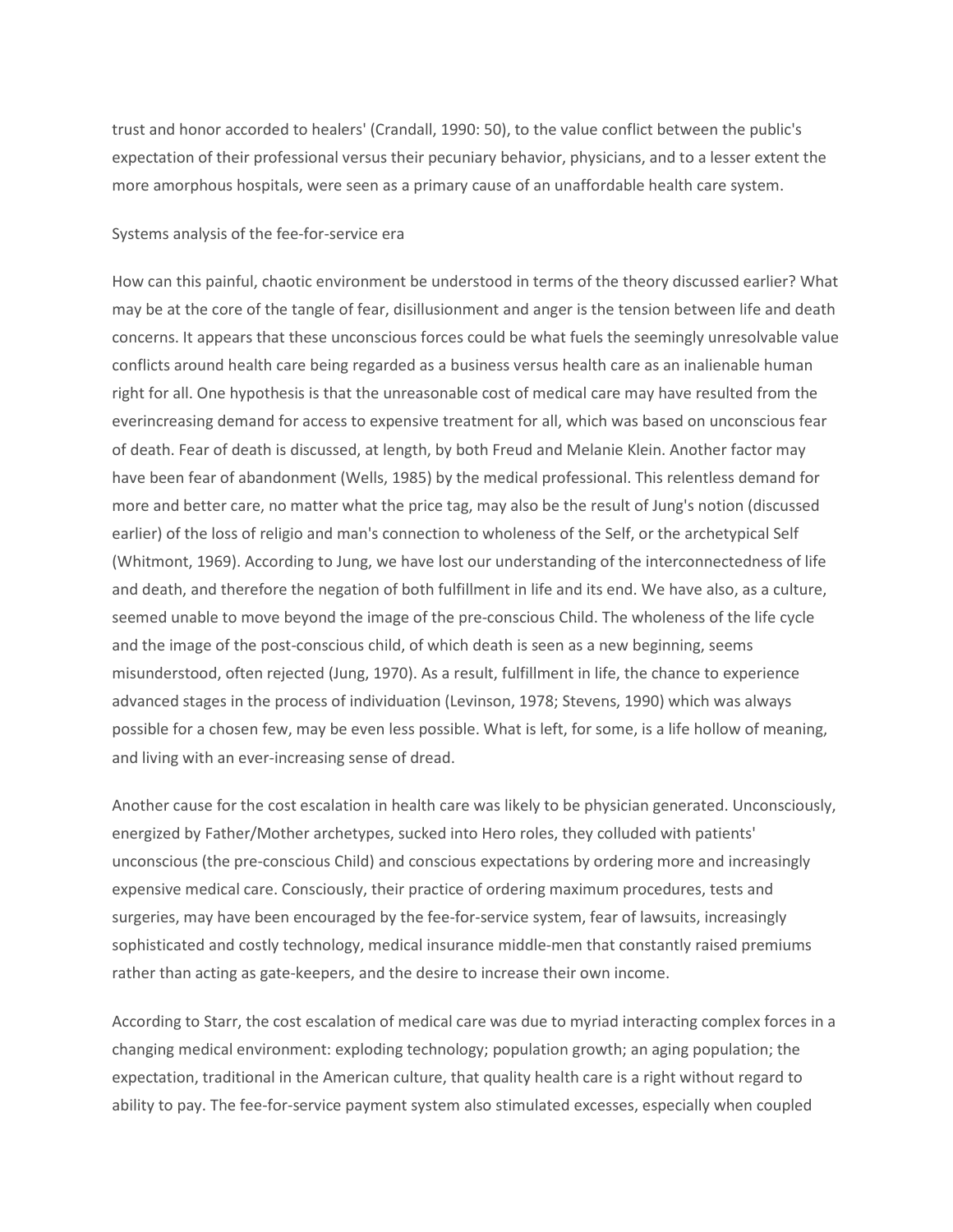trust and honor accorded to healers' (Crandall, 1990: 50), to the value conflict between the public's expectation of their professional versus their pecuniary behavior, physicians, and to a lesser extent the more amorphous hospitals, were seen as a primary cause of an unaffordable health care system.

## Systems analysis of the fee-for-service era

How can this painful, chaotic environment be understood in terms of the theory discussed earlier? What may be at the core of the tangle of fear, disillusionment and anger is the tension between life and death concerns. It appears that these unconscious forces could be what fuels the seemingly unresolvable value conflicts around health care being regarded as a business versus health care as an inalienable human right for all. One hypothesis is that the unreasonable cost of medical care may have resulted from the everincreasing demand for access to expensive treatment for all, which was based on unconscious fear of death. Fear of death is discussed, at length, by both Freud and Melanie Klein. Another factor may have been fear of abandonment (Wells, 1985) by the medical professional. This relentless demand for more and better care, no matter what the price tag, may also be the result of Jung's notion (discussed earlier) of the loss of religio and man's connection to wholeness of the Self, or the archetypical Self (Whitmont, 1969). According to Jung, we have lost our understanding of the interconnectedness of life and death, and therefore the negation of both fulfillment in life and its end. We have also, as a culture, seemed unable to move beyond the image of the pre-conscious Child. The wholeness of the life cycle and the image of the post-conscious child, of which death is seen as a new beginning, seems misunderstood, often rejected (Jung, 1970). As a result, fulfillment in life, the chance to experience advanced stages in the process of individuation (Levinson, 1978; Stevens, 1990) which was always possible for a chosen few, may be even less possible. What is left, for some, is a life hollow of meaning, and living with an ever-increasing sense of dread.

Another cause for the cost escalation in health care was likely to be physician generated. Unconsciously, energized by Father/Mother archetypes, sucked into Hero roles, they colluded with patients' unconscious (the pre-conscious Child) and conscious expectations by ordering more and increasingly expensive medical care. Consciously, their practice of ordering maximum procedures, tests and surgeries, may have been encouraged by the fee-for-service system, fear of lawsuits, increasingly sophisticated and costly technology, medical insurance middle-men that constantly raised premiums rather than acting as gate-keepers, and the desire to increase their own income.

According to Starr, the cost escalation of medical care was due to myriad interacting complex forces in a changing medical environment: exploding technology; population growth; an aging population; the expectation, traditional in the American culture, that quality health care is a right without regard to ability to pay. The fee-for-service payment system also stimulated excesses, especially when coupled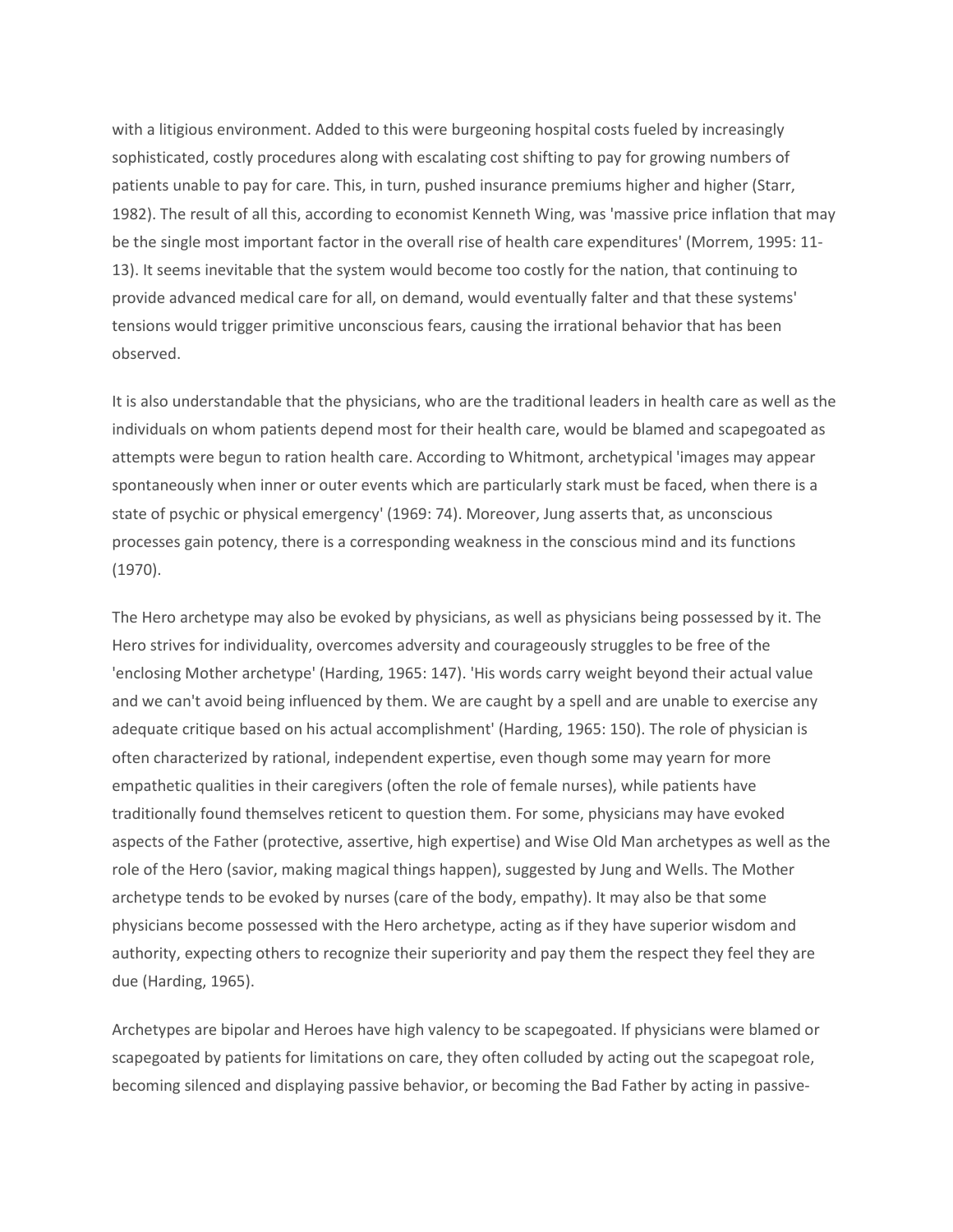with a litigious environment. Added to this were burgeoning hospital costs fueled by increasingly sophisticated, costly procedures along with escalating cost shifting to pay for growing numbers of patients unable to pay for care. This, in turn, pushed insurance premiums higher and higher (Starr, 1982). The result of all this, according to economist Kenneth Wing, was 'massive price inflation that may be the single most important factor in the overall rise of health care expenditures' (Morrem, 1995: 11-13). It seems inevitable that the system would become too costly for the nation, that continuing to provide advanced medical care for all, on demand, would eventually falter and that these systems' tensions would trigger primitive unconscious fears, causing the irrational behavior that has been observed.

It is also understandable that the physicians, who are the traditional leaders in health care as well as the individuals on whom patients depend most for their health care, would be blamed and scapegoated as attempts were begun to ration health care. According to Whitmont, archetypical 'images may appear spontaneously when inner or outer events which are particularly stark must be faced, when there is a state of psychic or physical emergency' (1969: 74). Moreover, Jung asserts that, as unconscious processes gain potency, there is a corresponding weakness in the conscious mind and its functions (1970).

The Hero archetype may also be evoked by physicians, as well as physicians being possessed by it. The Hero strives for individuality, overcomes adversity and courageously struggles to be free of the 'enclosing Mother archetype' (Harding, 1965: 147). 'His words carry weight beyond their actual value and we can't avoid being influenced by them. We are caught by a spell and are unable to exercise any adequate critique based on his actual accomplishment' (Harding, 1965: 150). The role of physician is often characterized by rational, independent expertise, even though some may yearn for more empathetic qualities in their caregivers (often the role of female nurses), while patients have traditionally found themselves reticent to question them. For some, physicians may have evoked aspects of the Father (protective, assertive, high expertise) and Wise Old Man archetypes as well as the role of the Hero (savior, making magical things happen), suggested by Jung and Wells. The Mother archetype tends to be evoked by nurses (care of the body, empathy). It may also be that some physicians become possessed with the Hero archetype, acting as if they have superior wisdom and authority, expecting others to recognize their superiority and pay them the respect they feel they are due (Harding, 1965).

Archetypes are bipolar and Heroes have high valency to be scapegoated. If physicians were blamed or scapegoated by patients for limitations on care, they often colluded by acting out the scapegoat role, becoming silenced and displaying passive behavior, or becoming the Bad Father by acting in passive-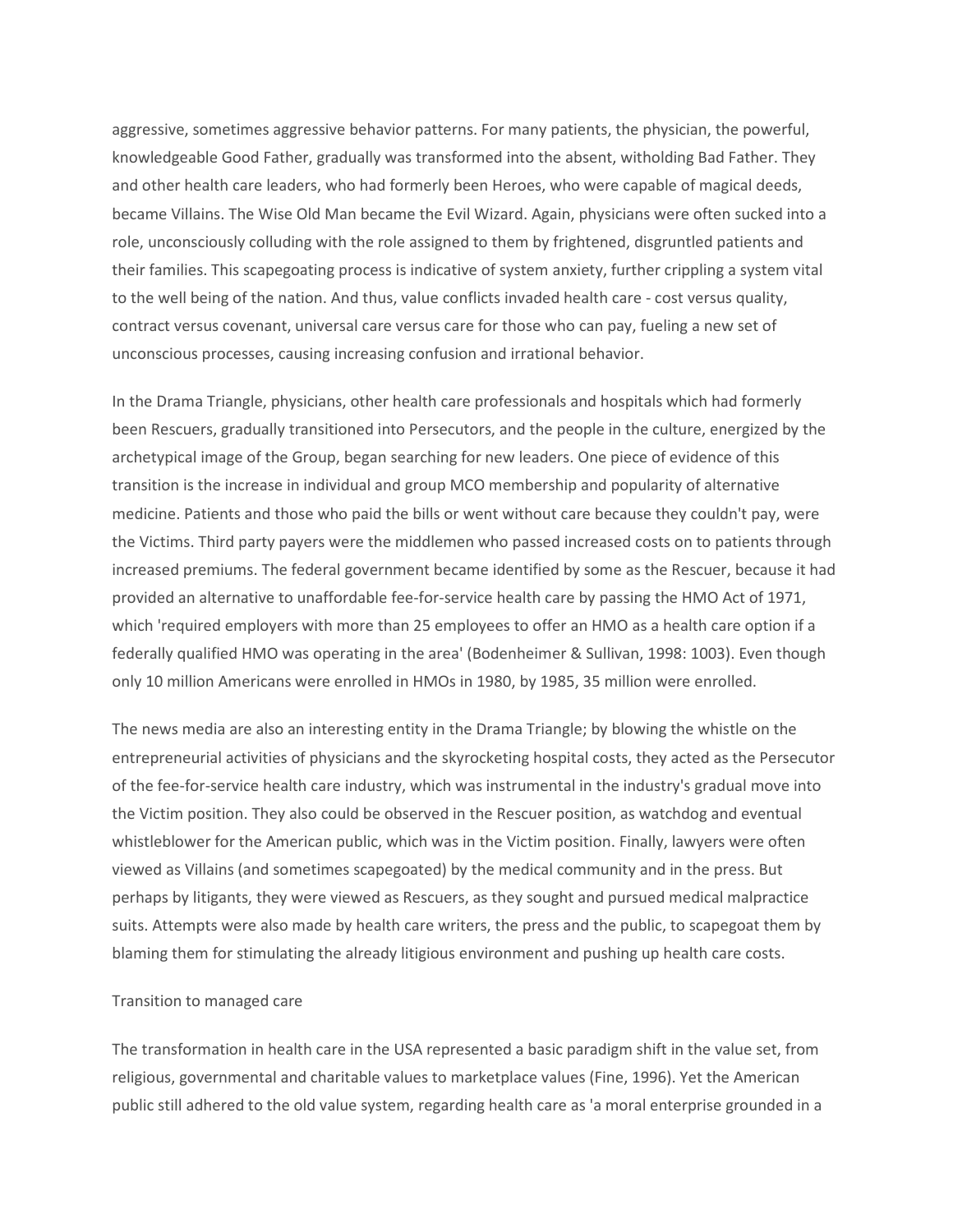aggressive, sometimes aggressive behavior patterns. For many patients, the physician, the powerful, knowledgeable Good Father, gradually was transformed into the absent, witholding Bad Father. They and other health care leaders, who had formerly been Heroes, who were capable of magical deeds, became Villains. The Wise Old Man became the Evil Wizard. Again, physicians were often sucked into a role, unconsciously colluding with the role assigned to them by frightened, disgruntled patients and their families. This scapegoating process is indicative of system anxiety, further crippling a system vital to the well being of the nation. And thus, value conflicts invaded health care - cost versus quality, contract versus covenant, universal care versus care for those who can pay, fueling a new set of unconscious processes, causing increasing confusion and irrational behavior.

In the Drama Triangle, physicians, other health care professionals and hospitals which had formerly been Rescuers, gradually transitioned into Persecutors, and the people in the culture, energized by the archetypical image of the Group, began searching for new leaders. One piece of evidence of this transition is the increase in individual and group MCO membership and popularity of alternative medicine. Patients and those who paid the bills or went without care because they couldn't pay, were the Victims. Third party payers were the middlemen who passed increased costs on to patients through increased premiums. The federal government became identified by some as the Rescuer, because it had provided an alternative to unaffordable fee-for-service health care by passing the HMO Act of 1971, which 'required employers with more than 25 employees to offer an HMO as a health care option if a federally qualified HMO was operating in the area' (Bodenheimer & Sullivan, 1998: 1003). Even though only 10 million Americans were enrolled in HMOs in 1980, by 1985, 35 million were enrolled.

The news media are also an interesting entity in the Drama Triangle; by blowing the whistle on the entrepreneurial activities of physicians and the skyrocketing hospital costs, they acted as the Persecutor of the fee-for-service health care industry, which was instrumental in the industry's gradual move into the Victim position. They also could be observed in the Rescuer position, as watchdog and eventual whistleblower for the American public, which was in the Victim position. Finally, lawyers were often viewed as Villains (and sometimes scapegoated) by the medical community and in the press. But perhaps by litigants, they were viewed as Rescuers, as they sought and pursued medical malpractice suits. Attempts were also made by health care writers, the press and the public, to scapegoat them by blaming them for stimulating the already litigious environment and pushing up health care costs.

## Transition to managed care

The transformation in health care in the USA represented a basic paradigm shift in the value set, from religious, governmental and charitable values to marketplace values (Fine, 1996). Yet the American public still adhered to the old value system, regarding health care as 'a moral enterprise grounded in a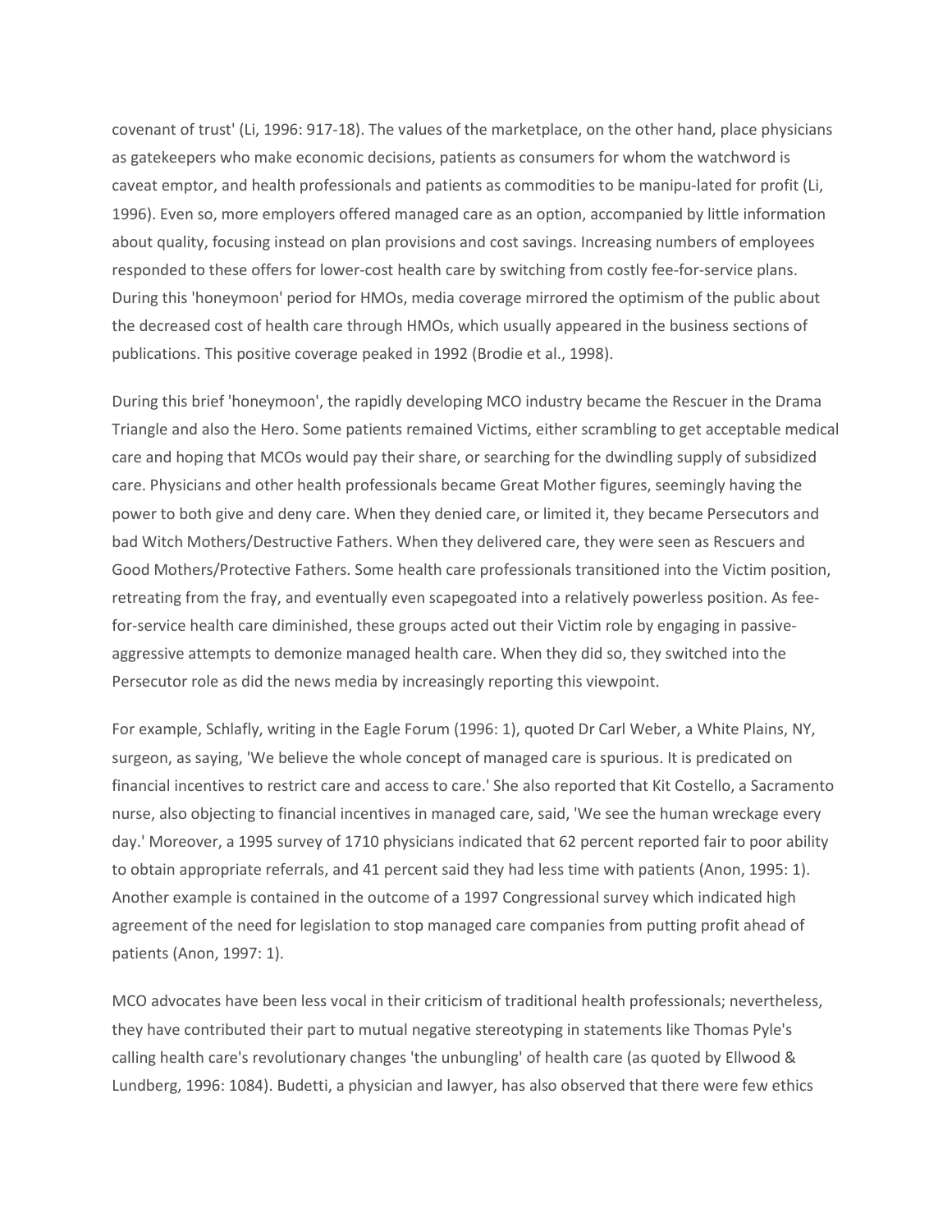covenant of trust' (Li, 1996: 917-18). The values of the marketplace, on the other hand, place physicians as gatekeepers who make economic decisions, patients as consumers for whom the watchword is caveat emptor, and health professionals and patients as commodities to be manipu-lated for profit (Li, 1996). Even so, more employers offered managed care as an option, accompanied by little information about quality, focusing instead on plan provisions and cost savings. Increasing numbers of employees responded to these offers for lower-cost health care by switching from costly fee-for-service plans. During this 'honeymoon' period for HMOs, media coverage mirrored the optimism of the public about the decreased cost of health care through HMOs, which usually appeared in the business sections of publications. This positive coverage peaked in 1992 (Brodie et al., 1998).

During this brief 'honeymoon', the rapidly developing MCO industry became the Rescuer in the Drama Triangle and also the Hero. Some patients remained Victims, either scrambling to get acceptable medical care and hoping that MCOs would pay their share, or searching for the dwindling supply of subsidized care. Physicians and other health professionals became Great Mother figures, seemingly having the power to both give and deny care. When they denied care, or limited it, they became Persecutors and bad Witch Mothers/Destructive Fathers. When they delivered care, they were seen as Rescuers and Good Mothers/Protective Fathers. Some health care professionals transitioned into the Victim position, retreating from the fray, and eventually even scapegoated into a relatively powerless position. As fee-for-service health care diminished, these groups acted out their Victim role by engaging in passive-aggressive attempts to demonize managed health care. When they did so, they switched into the Persecutor role as did the news media by increasingly reporting this viewpoint.

For example, Schlafly, writing in the Eagle Forum (1996: 1), quoted Dr Carl Weber, a White Plains, NY, surgeon, as saying, 'We believe the whole concept of managed care is spurious. It is predicated on financial incentives to restrict care and access to care.' She also reported that Kit Costello, a Sacramento nurse, also objecting to financial incentives in managed care, said, 'We see the human wreckage every day.' Moreover, a 1995 survey of 1710 physicians indicated that 62 percent reported fair to poor ability to obtain appropriate referrals, and 41 percent said they had less time with patients (Anon, 1995: 1). Another example is contained in the outcome of a 1997 Congressional survey which indicated high agreement of the need for legislation to stop managed care companies from putting profit ahead of patients (Anon, 1997: 1).

MCO advocates have been less vocal in their criticism of traditional health professionals; nevertheless, they have contributed their part to mutual negative stereotyping in statements like Thomas Pyle's calling health care's revolutionary changes 'the unbungling' of health care (as quoted by Ellwood & Lundberg, 1996: 1084). Budetti, a physician and lawyer, has also observed that there were few ethics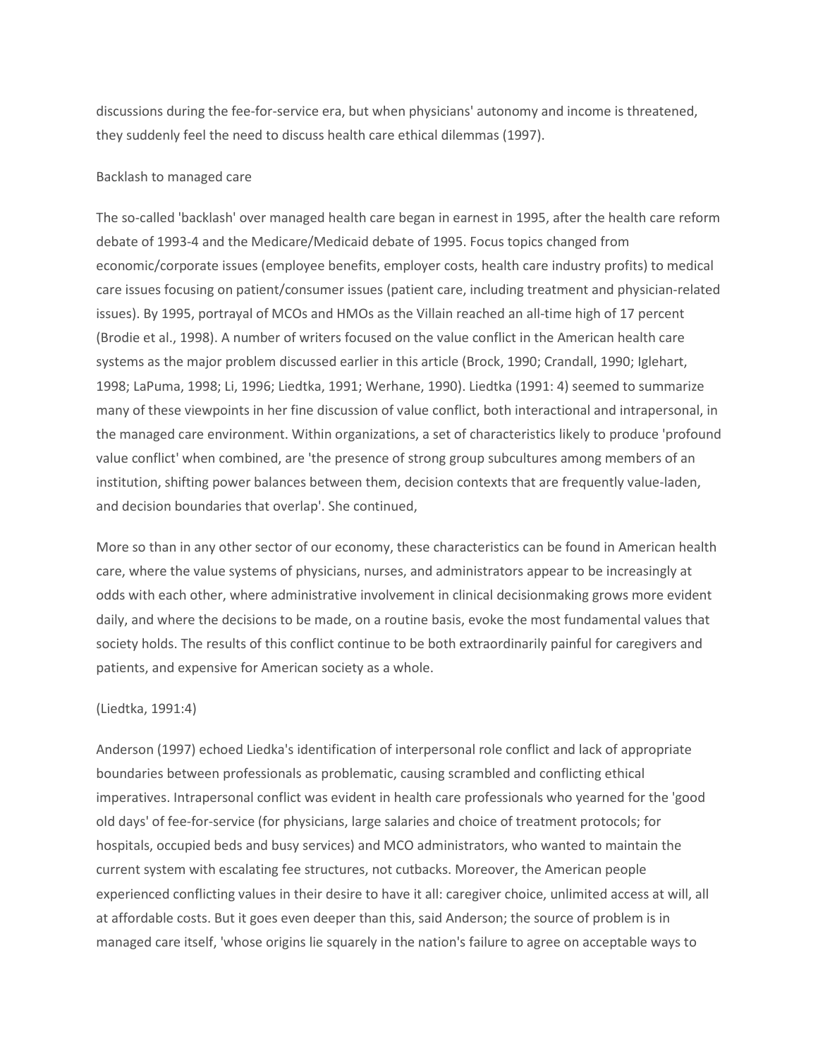discussions during the fee-for-service era, but when physicians' autonomy and income is threatened, they suddenly feel the need to discuss health care ethical dilemmas (1997).

## Backlash to managed care

The so-called 'backlash' over managed health care began in earnest in 1995, after the health care reform debate of 1993-4 and the Medicare/Medicaid debate of 1995. Focus topics changed from economic/corporate issues (employee benefits, employer costs, health care industry profits) to medical care issues focusing on patient/consumer issues (patient care, including treatment and physician-related issues). By 1995, portrayal of MCOs and HMOs as the Villain reached an all-time high of 17 percent (Brodie et al., 1998). A number of writers focused on the value conflict in the American health care systems as the major problem discussed earlier in this article (Brock, 1990; Crandall, 1990; Iglehart, 1998; LaPuma, 1998; Li, 1996; Liedtka, 1991; Werhane, 1990). Liedtka (1991: 4) seemed to summarize many of these viewpoints in her fine discussion of value conflict, both interactional and intrapersonal, in the managed care environment. Within organizations, a set of characteristics likely to produce 'profound value conflict' when combined, are 'the presence of strong group subcultures among members of an institution, shifting power balances between them, decision contexts that are frequently value-laden, and decision boundaries that overlap'. She continued,

More so than in any other sector of our economy, these characteristics can be found in American health care, where the value systems of physicians, nurses, and administrators appear to be increasingly at odds with each other, where administrative involvement in clinical decisionmaking grows more evident daily, and where the decisions to be made, on a routine basis, evoke the most fundamental values that society holds. The results of this conflict continue to be both extraordinarily painful for caregivers and patients, and expensive for American society as a whole.

(Liedtka, 1991:4)

Anderson (1997) echoed Liedka's identification of interpersonal role conflict and lack of appropriate boundaries between professionals as problematic, causing scrambled and conflicting ethical imperatives. Intrapersonal conflict was evident in health care professionals who yearned for the 'good old days' of fee-for-service (for physicians, large salaries and choice of treatment protocols; for hospitals, occupied beds and busy services) and MCO administrators, who wanted to maintain the current system with escalating fee structures, not cutbacks. Moreover, the American people experienced conflicting values in their desire to have it all: caregiver choice, unlimited access at will, all at affordable costs. But it goes even deeper than this, said Anderson; the source of problem is in managed care itself, 'whose origins lie squarely in the nation's failure to agree on acceptable ways to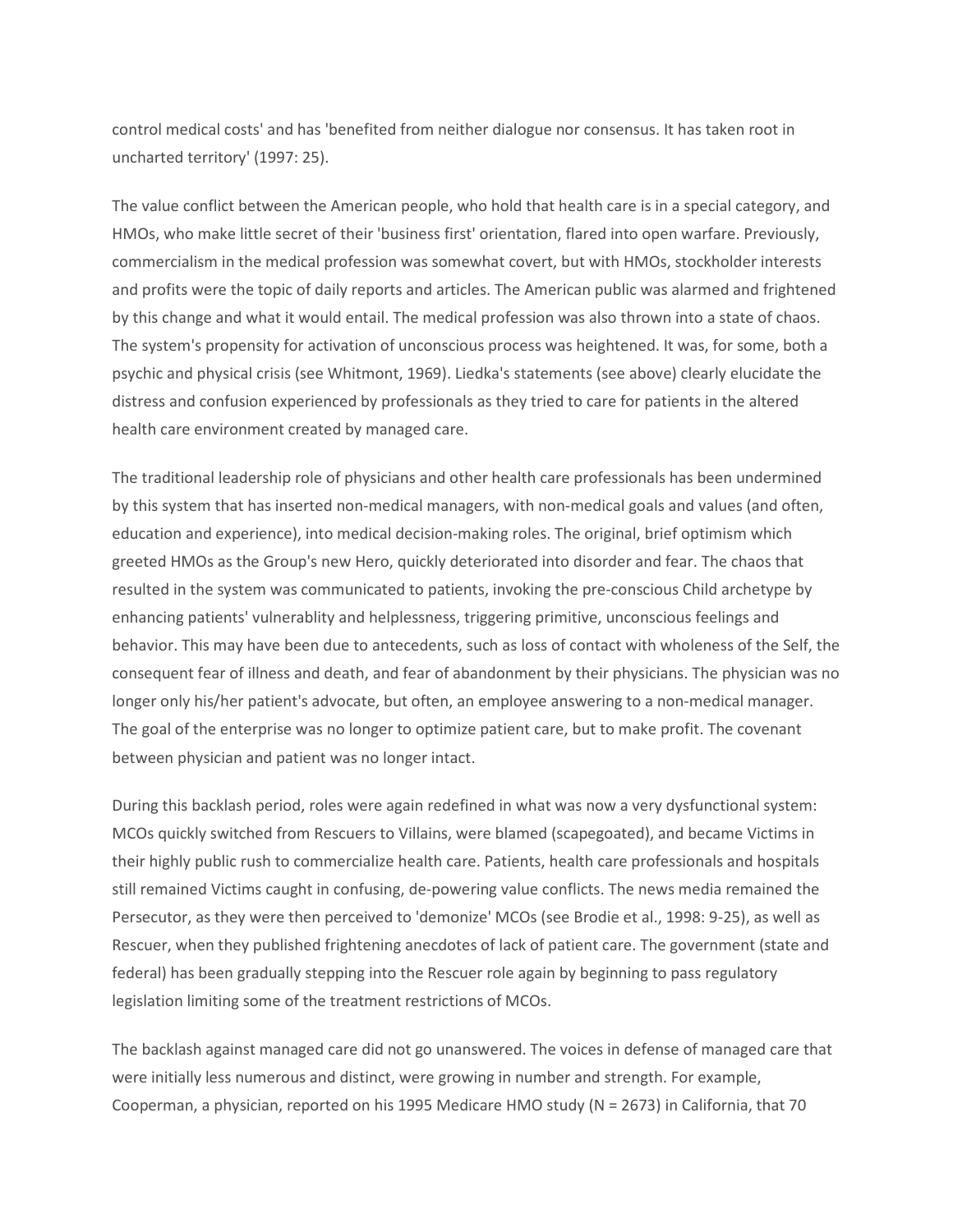control medical costs' and has 'benefited from neither dialogue nor consensus. It has taken root in uncharted territory' (1997: 25).

The value conflict between the American people, who hold that health care is in a special category, and HMOs, who make little secret of their 'business first' orientation, flared into open warfare. Previously, commercialism in the medical profession was somewhat covert, but with HMOs, stockholder interests and profits were the topic of daily reports and articles. The American public was alarmed and frightened by this change and what it would entail. The medical profession was also thrown into a state of chaos. The system's propensity for activation of unconscious process was heightened. It was, for some, both a psychic and physical crisis (see Whitmont, 1969). Liedka's statements (see above) clearly elucidate the distress and confusion experienced by professionals as they tried to care for patients in the altered health care environment created by managed care.

The traditional leadership role of physicians and other health care professionals has been undermined by this system that has inserted non-medical managers, with non-medical goals and values (and often, education and experience), into medical decision-making roles. The original, brief optimism which greeted HMOs as the Group's new Hero, quickly deteriorated into disorder and fear. The chaos that resulted in the system was communicated to patients, invoking the pre-conscious Child archetype by enhancing patients' vulnerablity and helplessness, triggering primitive, unconscious feelings and behavior. This may have been due to antecedents, such as loss of contact with wholeness of the Self, the consequent fear of illness and death, and fear of abandonment by their physicians. The physician was no longer only his/her patient's advocate, but often, an employee answering to a non-medical manager. The goal of the enterprise was no longer to optimize patient care, but to make profit. The covenant between physician and patient was no longer intact.

During this backlash period, roles were again redefined in what was now a very dysfunctional system: MCOs quickly switched from Rescuers to Villains, were blamed (scapegoated), and became Victims in their highly public rush to commercialize health care. Patients, health care professionals and hospitals still remained Victims caught in confusing, de-powering value conflicts. The news media remained the Persecutor, as they were then perceived to 'demonize' MCOs (see Brodie et al., 1998: 9-25), as well as Rescuer, when they published frightening anecdotes of lack of patient care. The government (state and federal) has been gradually stepping into the Rescuer role again by beginning to pass regulatory legislation limiting some of the treatment restrictions of MCOs.

The backlash against managed care did not go unanswered. The voices in defense of managed care that were initially less numerous and distinct, were growing in number and strength. For example, Cooperman, a physician, reported on his 1995 Medicare HMO study (N = 2673) in California, that 70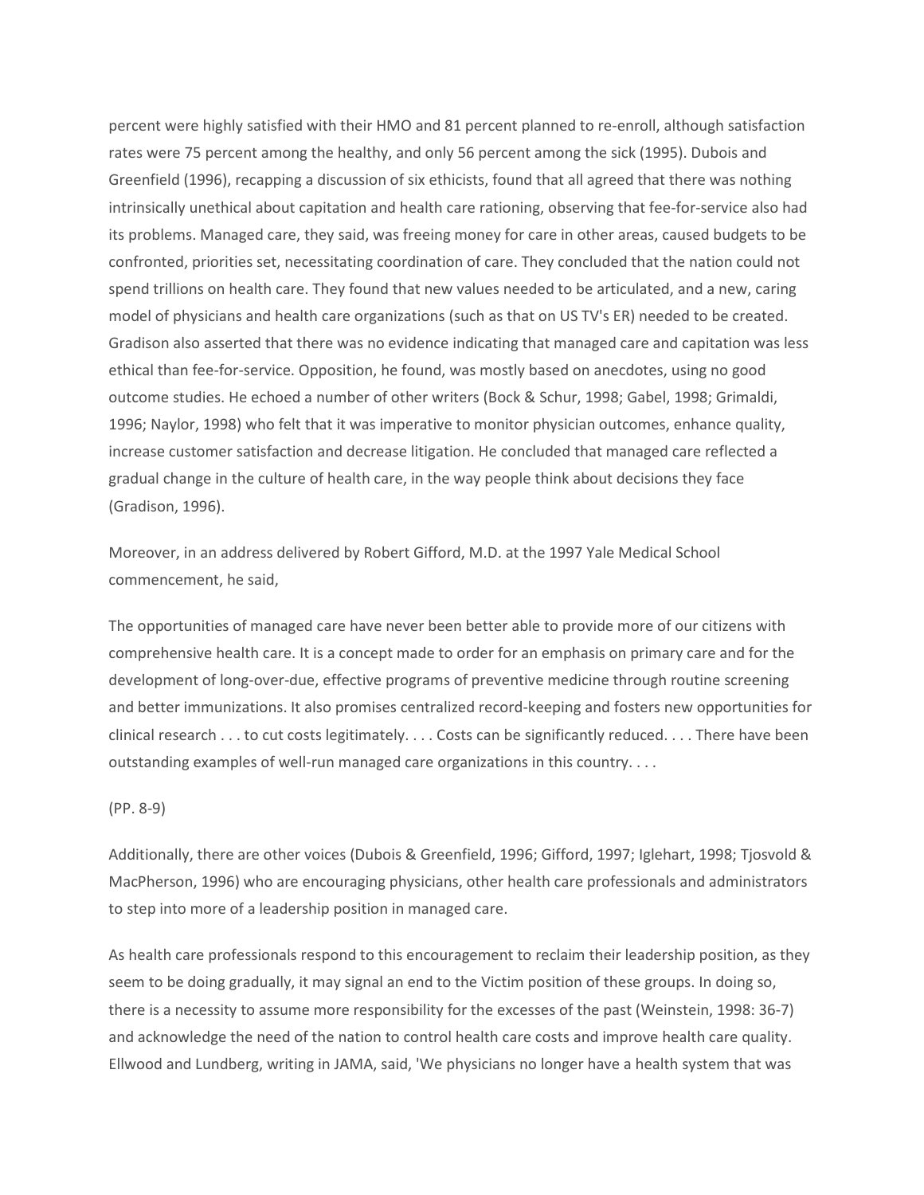percent were highly satisfied with their HMO and 81 percent planned to re-enroll, although satisfaction rates were 75 percent among the healthy, and only 56 percent among the sick (1995). Dubois and Greenfield (1996), recapping a discussion of six ethicists, found that all agreed that there was nothing intrinsically unethical about capitation and health care rationing, observing that fee-for-service also had its problems. Managed care, they said, was freeing money for care in other areas, caused budgets to be confronted, priorities set, necessitating coordination of care. They concluded that the nation could not spend trillions on health care. They found that new values needed to be articulated, and a new, caring model of physicians and health care organizations (such as that on US TV's ER) needed to be created. Gradison also asserted that there was no evidence indicating that managed care and capitation was less ethical than fee-for-service. Opposition, he found, was mostly based on anecdotes, using no good outcome studies. He echoed a number of other writers (Bock & Schur, 1998; Gabel, 1998; Grimaldi, 1996; Naylor, 1998) who felt that it was imperative to monitor physician outcomes, enhance quality, increase customer satisfaction and decrease litigation. He concluded that managed care reflected a gradual change in the culture of health care, in the way people think about decisions they face (Gradison, 1996).

Moreover, in an address delivered by Robert Gifford, M.D. at the 1997 Yale Medical School commencement, he said,

The opportunities of managed care have never been better able to provide more of our citizens with comprehensive health care. It is a concept made to order for an emphasis on primary care and for the development of long-over-due, effective programs of preventive medicine through routine screening and better immunizations. It also promises centralized record-keeping and fosters new opportunities for clinical research . . . to cut costs legitimately. . . . Costs can be significantly reduced. . . . There have been outstanding examples of well-run managed care organizations in this country. . . .

(PP. 8-9)

Additionally, there are other voices (Dubois & Greenfield, 1996; Gifford, 1997; Iglehart, 1998; Tjosvold & MacPherson, 1996) who are encouraging physicians, other health care professionals and administrators to step into more of a leadership position in managed care.

As health care professionals respond to this encouragement to reclaim their leadership position, as they seem to be doing gradually, it may signal an end to the Victim position of these groups. In doing so, there is a necessity to assume more responsibility for the excesses of the past (Weinstein, 1998: 36-7) and acknowledge the need of the nation to control health care costs and improve health care quality. Ellwood and Lundberg, writing in JAMA, said, 'We physicians no longer have a health system that was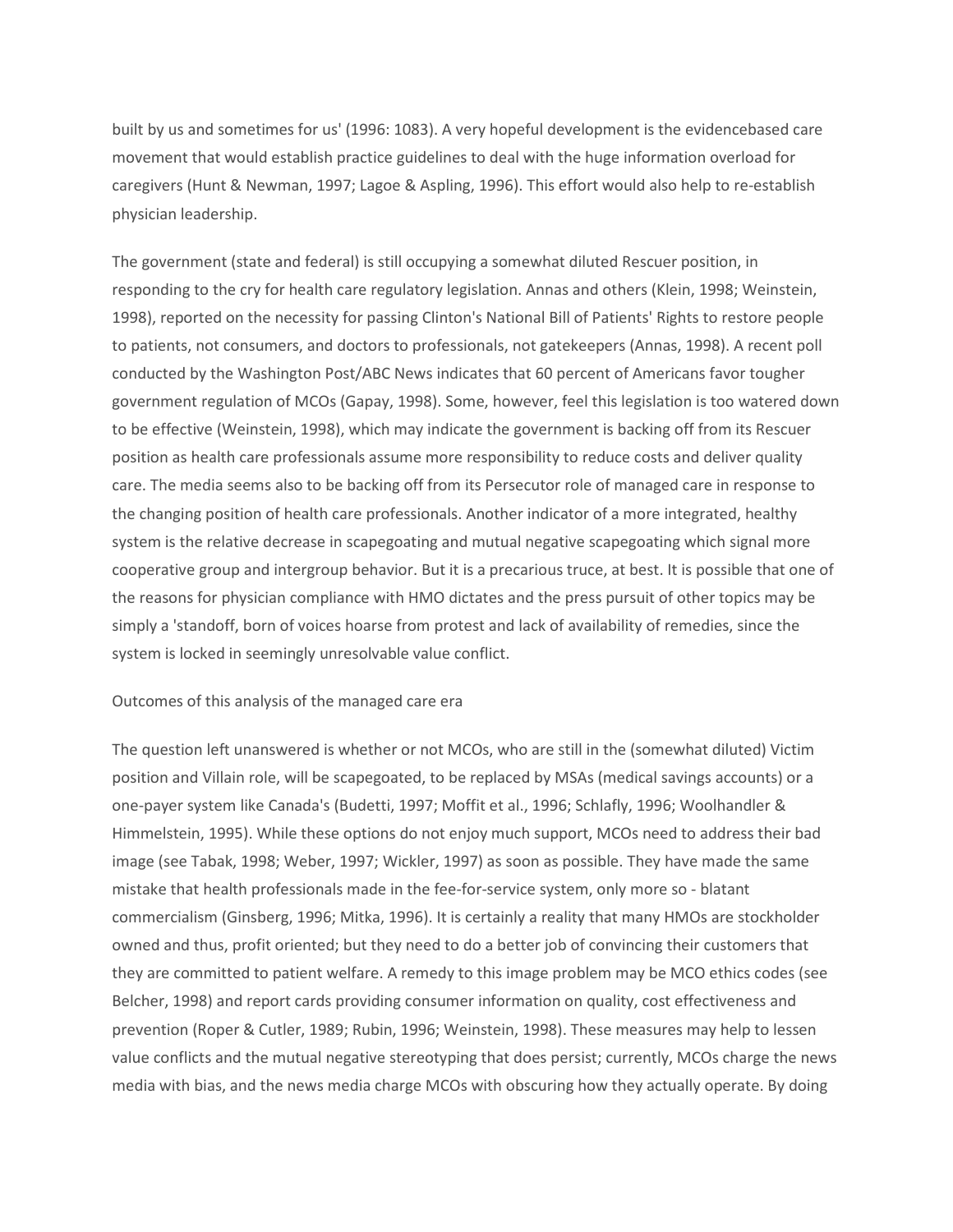built by us and sometimes for us' (1996: 1083). A very hopeful development is the evidencebased care movement that would establish practice guidelines to deal with the huge information overload for caregivers (Hunt & Newman, 1997; Lagoe & Aspling, 1996). This effort would also help to re-establish physician leadership.

The government (state and federal) is still occupying a somewhat diluted Rescuer position, in responding to the cry for health care regulatory legislation. Annas and others (Klein, 1998; Weinstein, 1998), reported on the necessity for passing Clinton's National Bill of Patients' Rights to restore people to patients, not consumers, and doctors to professionals, not gatekeepers (Annas, 1998). A recent poll conducted by the Washington Post/ABC News indicates that 60 percent of Americans favor tougher government regulation of MCOs (Gapay, 1998). Some, however, feel this legislation is too watered down to be effective (Weinstein, 1998), which may indicate the government is backing off from its Rescuer position as health care professionals assume more responsibility to reduce costs and deliver quality care. The media seems also to be backing off from its Persecutor role of managed care in response to the changing position of health care professionals. Another indicator of a more integrated, healthy system is the relative decrease in scapegoating and mutual negative scapegoating which signal more cooperative group and intergroup behavior. But it is a precarious truce, at best. It is possible that one of the reasons for physician compliance with HMO dictates and the press pursuit of other topics may be simply a 'standoff, born of voices hoarse from protest and lack of availability of remedies, since the system is locked in seemingly unresolvable value conflict.

## Outcomes of this analysis of the managed care era

The question left unanswered is whether or not MCOs, who are still in the (somewhat diluted) Victim position and Villain role, will be scapegoated, to be replaced by MSAs (medical savings accounts) or a one-payer system like Canada's (Budetti, 1997; Moffit et al., 1996; Schlafly, 1996; Woolhandler & Himmelstein, 1995). While these options do not enjoy much support, MCOs need to address their bad image (see Tabak, 1998; Weber, 1997; Wickler, 1997) as soon as possible. They have made the same mistake that health professionals made in the fee-for-service system, only more so - blatant commercialism (Ginsberg, 1996; Mitka, 1996). It is certainly a reality that many HMOs are stockholder owned and thus, profit oriented; but they need to do a better job of convincing their customers that they are committed to patient welfare. A remedy to this image problem may be MCO ethics codes (see Belcher, 1998) and report cards providing consumer information on quality, cost effectiveness and prevention (Roper & Cutler, 1989; Rubin, 1996; Weinstein, 1998). These measures may help to lessen value conflicts and the mutual negative stereotyping that does persist; currently, MCOs charge the news media with bias, and the news media charge MCOs with obscuring how they actually operate. By doing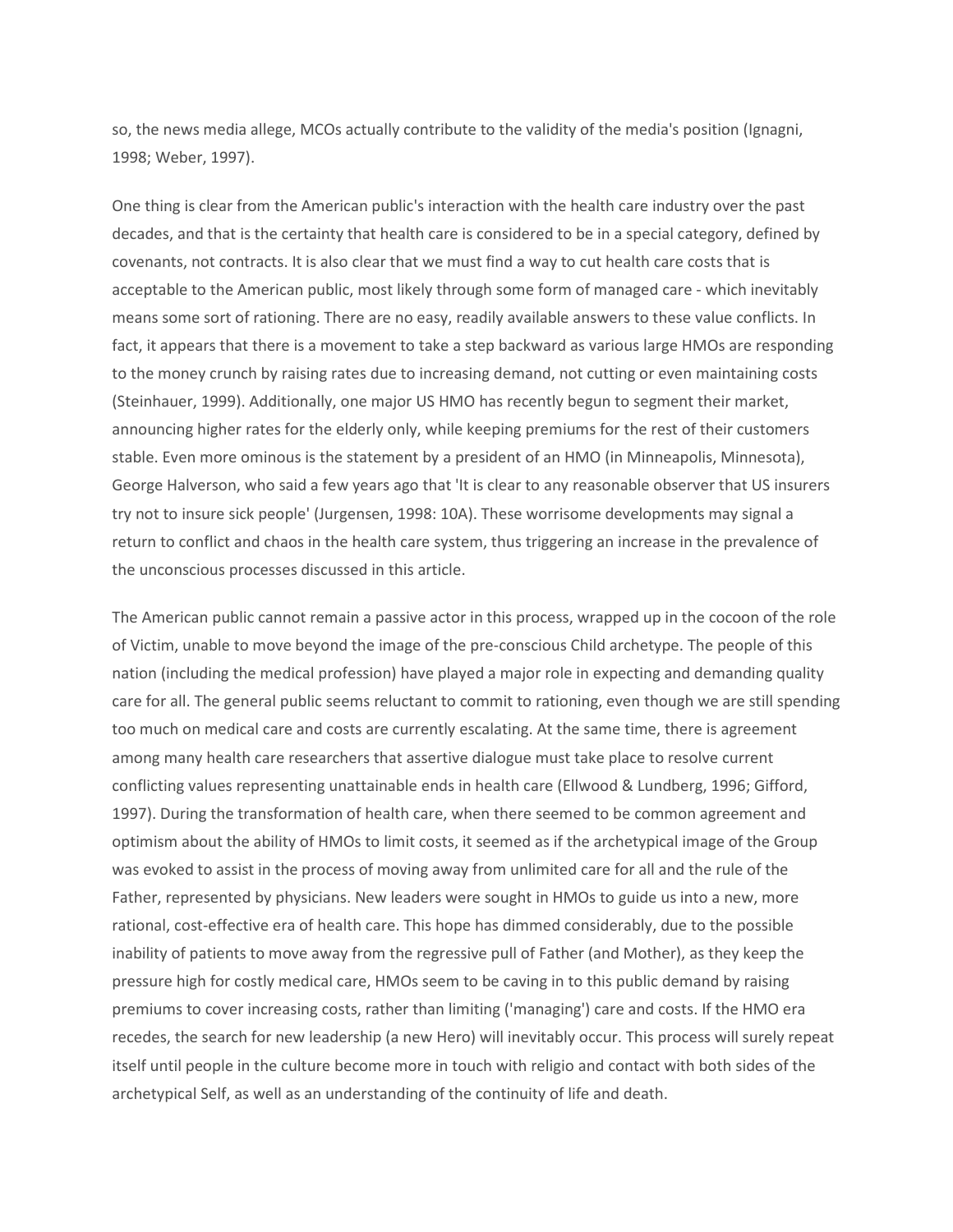so, the news media allege, MCOs actually contribute to the validity of the media's position (Ignagni, 1998; Weber, 1997).

One thing is clear from the American public's interaction with the health care industry over the past decades, and that is the certainty that health care is considered to be in a special category, defined by covenants, not contracts. It is also clear that we must find a way to cut health care costs that is acceptable to the American public, most likely through some form of managed care - which inevitably means some sort of rationing. There are no easy, readily available answers to these value conflicts. In fact, it appears that there is a movement to take a step backward as various large HMOs are responding to the money crunch by raising rates due to increasing demand, not cutting or even maintaining costs (Steinhauer, 1999). Additionally, one major US HMO has recently begun to segment their market, announcing higher rates for the elderly only, while keeping premiums for the rest of their customers stable. Even more ominous is the statement by a president of an HMO (in Minneapolis, Minnesota), George Halverson, who said a few years ago that 'It is clear to any reasonable observer that US insurers try not to insure sick people' (Jurgensen, 1998: 10A). These worrisome developments may signal a return to conflict and chaos in the health care system, thus triggering an increase in the prevalence of the unconscious processes discussed in this article.

The American public cannot remain a passive actor in this process, wrapped up in the cocoon of the role of Victim, unable to move beyond the image of the pre-conscious Child archetype. The people of this nation (including the medical profession) have played a major role in expecting and demanding quality care for all. The general public seems reluctant to commit to rationing, even though we are still spending too much on medical care and costs are currently escalating. At the same time, there is agreement among many health care researchers that assertive dialogue must take place to resolve current conflicting values representing unattainable ends in health care (Ellwood & Lundberg, 1996; Gifford, 1997). During the transformation of health care, when there seemed to be common agreement and optimism about the ability of HMOs to limit costs, it seemed as if the archetypical image of the Group was evoked to assist in the process of moving away from unlimited care for all and the rule of the Father, represented by physicians. New leaders were sought in HMOs to guide us into a new, more rational, cost-effective era of health care. This hope has dimmed considerably, due to the possible inability of patients to move away from the regressive pull of Father (and Mother), as they keep the pressure high for costly medical care, HMOs seem to be caving in to this public demand by raising premiums to cover increasing costs, rather than limiting ('managing') care and costs. If the HMO era recedes, the search for new leadership (a new Hero) will inevitably occur. This process will surely repeat itself until people in the culture become more in touch with religio and contact with both sides of the archetypical Self, as well as an understanding of the continuity of life and death.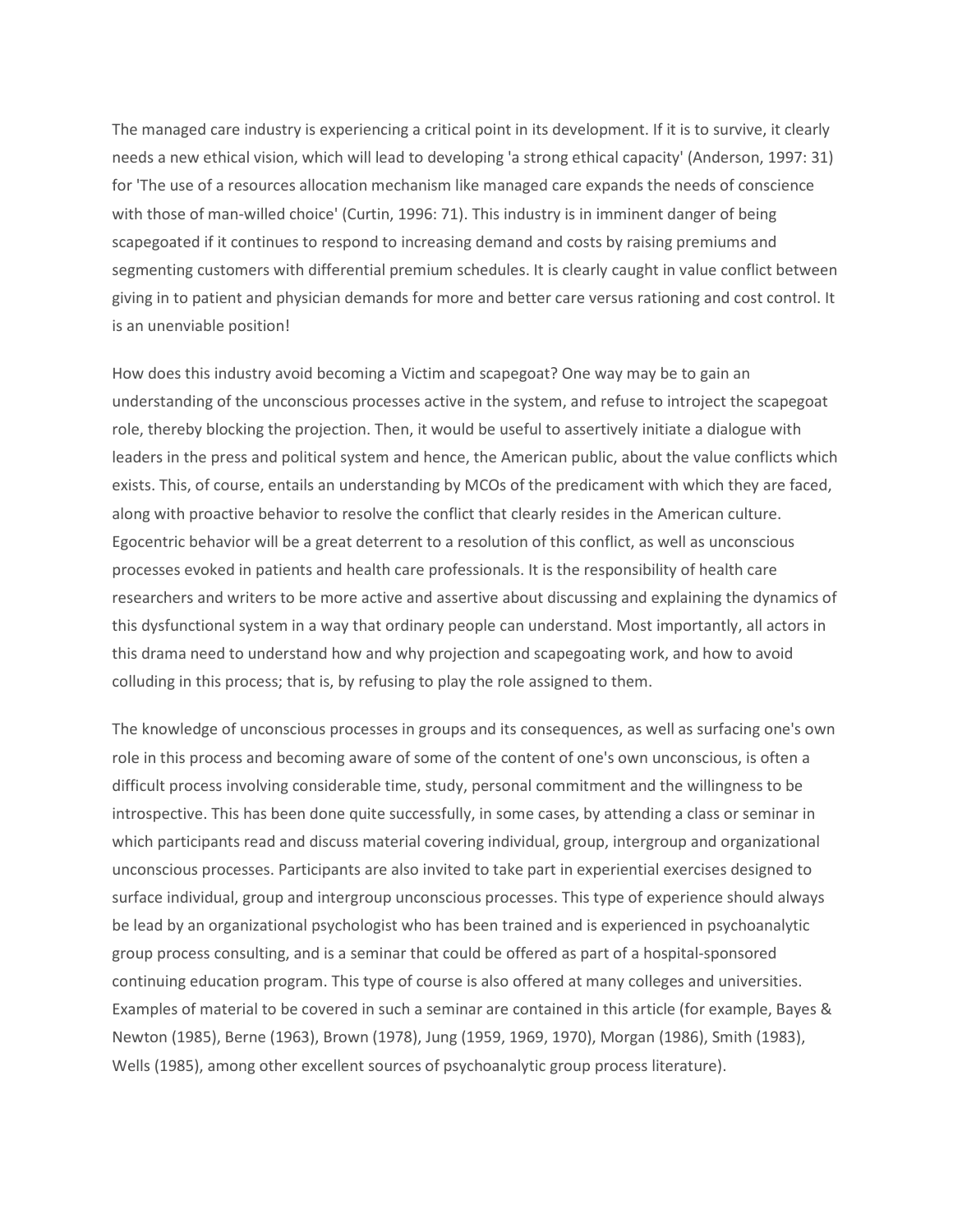The managed care industry is experiencing a critical point in its development. If it is to survive, it clearly needs a new ethical vision, which will lead to developing 'a strong ethical capacity' (Anderson, 1997: 31) for 'The use of a resources allocation mechanism like managed care expands the needs of conscience with those of man-willed choice' (Curtin, 1996: 71). This industry is in imminent danger of being scapegoated if it continues to respond to increasing demand and costs by raising premiums and segmenting customers with differential premium schedules. It is clearly caught in value conflict between giving in to patient and physician demands for more and better care versus rationing and cost control. It is an unenviable position!

How does this industry avoid becoming a Victim and scapegoat? One way may be to gain an understanding of the unconscious processes active in the system, and refuse to introject the scapegoat role, thereby blocking the projection. Then, it would be useful to assertively initiate a dialogue with leaders in the press and political system and hence, the American public, about the value conflicts which exists. This, of course, entails an understanding by MCOs of the predicament with which they are faced, along with proactive behavior to resolve the conflict that clearly resides in the American culture. Egocentric behavior will be a great deterrent to a resolution of this conflict, as well as unconscious processes evoked in patients and health care professionals. It is the responsibility of health care researchers and writers to be more active and assertive about discussing and explaining the dynamics of this dysfunctional system in a way that ordinary people can understand. Most importantly, all actors in this drama need to understand how and why projection and scapegoating work, and how to avoid colluding in this process; that is, by refusing to play the role assigned to them.

The knowledge of unconscious processes in groups and its consequences, as well as surfacing one's own role in this process and becoming aware of some of the content of one's own unconscious, is often a difficult process involving considerable time, study, personal commitment and the willingness to be introspective. This has been done quite successfully, in some cases, by attending a class or seminar in which participants read and discuss material covering individual, group, intergroup and organizational unconscious processes. Participants are also invited to take part in experiential exercises designed to surface individual, group and intergroup unconscious processes. This type of experience should always be lead by an organizational psychologist who has been trained and is experienced in psychoanalytic group process consulting, and is a seminar that could be offered as part of a hospital-sponsored continuing education program. This type of course is also offered at many colleges and universities. Examples of material to be covered in such a seminar are contained in this article (for example, Bayes & Newton (1985), Berne (1963), Brown (1978), Jung (1959, 1969, 1970), Morgan (1986), Smith (1983), Wells (1985), among other excellent sources of psychoanalytic group process literature).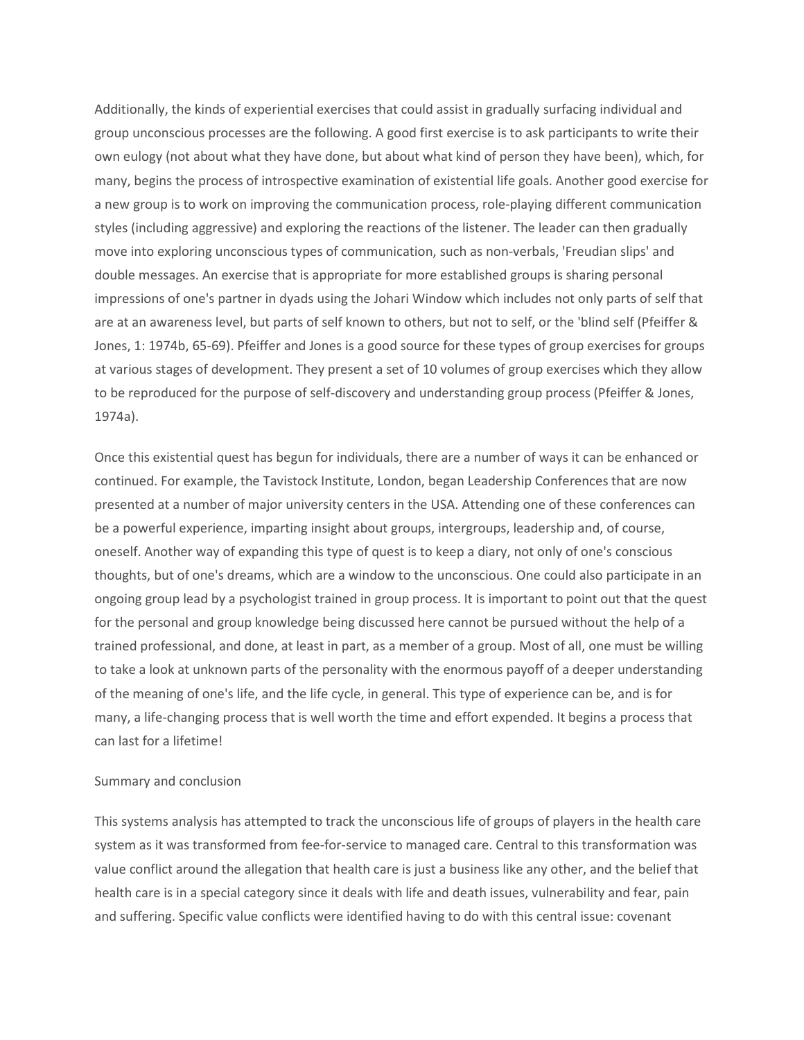Additionally, the kinds of experiential exercises that could assist in gradually surfacing individual and group unconscious processes are the following. A good first exercise is to ask participants to write their own eulogy (not about what they have done, but about what kind of person they have been), which, for many, begins the process of introspective examination of existential life goals. Another good exercise for a new group is to work on improving the communication process, role-playing different communication styles (including aggressive) and exploring the reactions of the listener. The leader can then gradually move into exploring unconscious types of communication, such as non-verbals, 'Freudian slips' and double messages. An exercise that is appropriate for more established groups is sharing personal impressions of one's partner in dyads using the Johari Window which includes not only parts of self that are at an awareness level, but parts of self known to others, but not to self, or the 'blind self (Pfeiffer & Jones, 1: 1974b, 65-69). Pfeiffer and Jones is a good source for these types of group exercises for groups at various stages of development. They present a set of 10 volumes of group exercises which they allow to be reproduced for the purpose of self-discovery and understanding group process (Pfeiffer & Jones, 1974a).

Once this existential quest has begun for individuals, there are a number of ways it can be enhanced or continued. For example, the Tavistock Institute, London, began Leadership Conferences that are now presented at a number of major university centers in the USA. Attending one of these conferences can be a powerful experience, imparting insight about groups, intergroups, leadership and, of course, oneself. Another way of expanding this type of quest is to keep a diary, not only of one's conscious thoughts, but of one's dreams, which are a window to the unconscious. One could also participate in an ongoing group lead by a psychologist trained in group process. It is important to point out that the quest for the personal and group knowledge being discussed here cannot be pursued without the help of a trained professional, and done, at least in part, as a member of a group. Most of all, one must be willing to take a look at unknown parts of the personality with the enormous payoff of a deeper understanding of the meaning of one's life, and the life cycle, in general. This type of experience can be, and is for many, a life-changing process that is well worth the time and effort expended. It begins a process that can last for a lifetime!

## Summary and conclusion

This systems analysis has attempted to track the unconscious life of groups of players in the health care system as it was transformed from fee-for-service to managed care. Central to this transformation was value conflict around the allegation that health care is just a business like any other, and the belief that health care is in a special category since it deals with life and death issues, vulnerability and fear, pain and suffering. Specific value conflicts were identified having to do with this central issue: covenant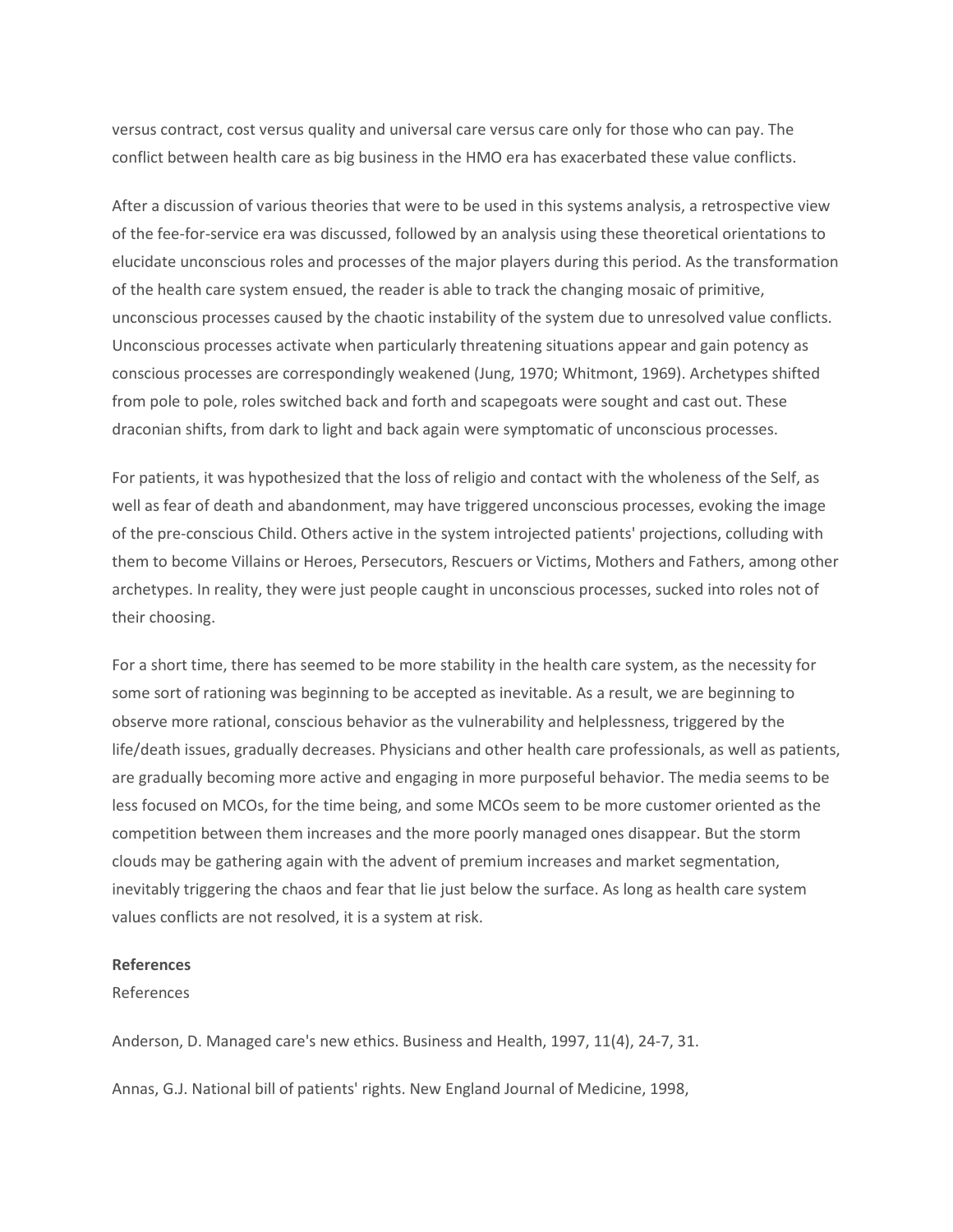versus contract, cost versus quality and universal care versus care only for those who can pay. The conflict between health care as big business in the HMO era has exacerbated these value conflicts.

After a discussion of various theories that were to be used in this systems analysis, a retrospective view of the fee-for-service era was discussed, followed by an analysis using these theoretical orientations to elucidate unconscious roles and processes of the major players during this period. As the transformation of the health care system ensued, the reader is able to track the changing mosaic of primitive, unconscious processes caused by the chaotic instability of the system due to unresolved value conflicts. Unconscious processes activate when particularly threatening situations appear and gain potency as conscious processes are correspondingly weakened (Jung, 1970; Whitmont, 1969). Archetypes shifted from pole to pole, roles switched back and forth and scapegoats were sought and cast out. These draconian shifts, from dark to light and back again were symptomatic of unconscious processes.

For patients, it was hypothesized that the loss of religio and contact with the wholeness of the Self, as well as fear of death and abandonment, may have triggered unconscious processes, evoking the image of the pre-conscious Child. Others active in the system introjected patients' projections, colluding with them to become Villains or Heroes, Persecutors, Rescuers or Victims, Mothers and Fathers, among other archetypes. In reality, they were just people caught in unconscious processes, sucked into roles not of their choosing.

For a short time, there has seemed to be more stability in the health care system, as the necessity for some sort of rationing was beginning to be accepted as inevitable. As a result, we are beginning to observe more rational, conscious behavior as the vulnerability and helplessness, triggered by the life/death issues, gradually decreases. Physicians and other health care professionals, as well as patients, are gradually becoming more active and engaging in more purposeful behavior. The media seems to be less focused on MCOs, for the time being, and some MCOs seem to be more customer oriented as the competition between them increases and the more poorly managed ones disappear. But the storm clouds may be gathering again with the advent of premium increases and market segmentation, inevitably triggering the chaos and fear that lie just below the surface. As long as health care system values conflicts are not resolved, it is a system at risk.

**References**

References

Anderson, D. Managed care's new ethics. Business and Health, 1997, 11(4), 24-7, 31.

Annas, G.J. National bill of patients' rights. New England Journal of Medicine, 1998,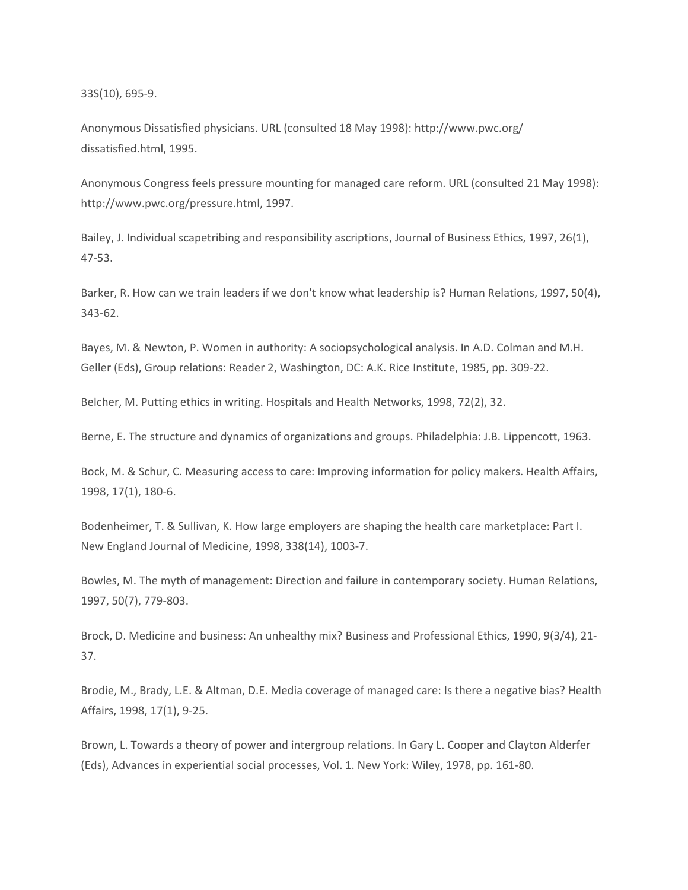33S(10), 695-9.

Anonymous Dissatisfied physicians. URL (consulted 18 May 1998): http://www.pwc.org/dissatisfied.html, 1995.

Anonymous Congress feels pressure mounting for managed care reform. URL (consulted 21 May 1998): http://www.pwc.org/pressure.html, 1997.

Bailey, J. Individual scapetribing and responsibility ascriptions, Journal of Business Ethics, 1997, 26(1), 47-53.

Barker, R. How can we train leaders if we don't know what leadership is? Human Relations, 1997, 50(4), 343-62.

Bayes, M. & Newton, P. Women in authority: A sociopsychological analysis. In A.D. Colman and M.H. Geller (Eds), Group relations: Reader 2, Washington, DC: A.K. Rice Institute, 1985, pp. 309-22.

Belcher, M. Putting ethics in writing. Hospitals and Health Networks, 1998, 72(2), 32.

Berne, E. The structure and dynamics of organizations and groups. Philadelphia: J.B. Lippencott, 1963.

Bock, M. & Schur, C. Measuring access to care: Improving information for policy makers. Health Affairs, 1998, 17(1), 180-6.

Bodenheimer, T. & Sullivan, K. How large employers are shaping the health care marketplace: Part I. New England Journal of Medicine, 1998, 338(14), 1003-7.

Bowles, M. The myth of management: Direction and failure in contemporary society. Human Relations, 1997, 50(7), 779-803.

Brock, D. Medicine and business: An unhealthy mix? Business and Professional Ethics, 1990, 9(3/4), 21-37.

Brodie, M., Brady, L.E. & Altman, D.E. Media coverage of managed care: Is there a negative bias? Health Affairs, 1998, 17(1), 9-25.

Brown, L. Towards a theory of power and intergroup relations. In Gary L. Cooper and Clayton Alderfer (Eds), Advances in experiential social processes, Vol. 1. New York: Wiley, 1978, pp. 161-80.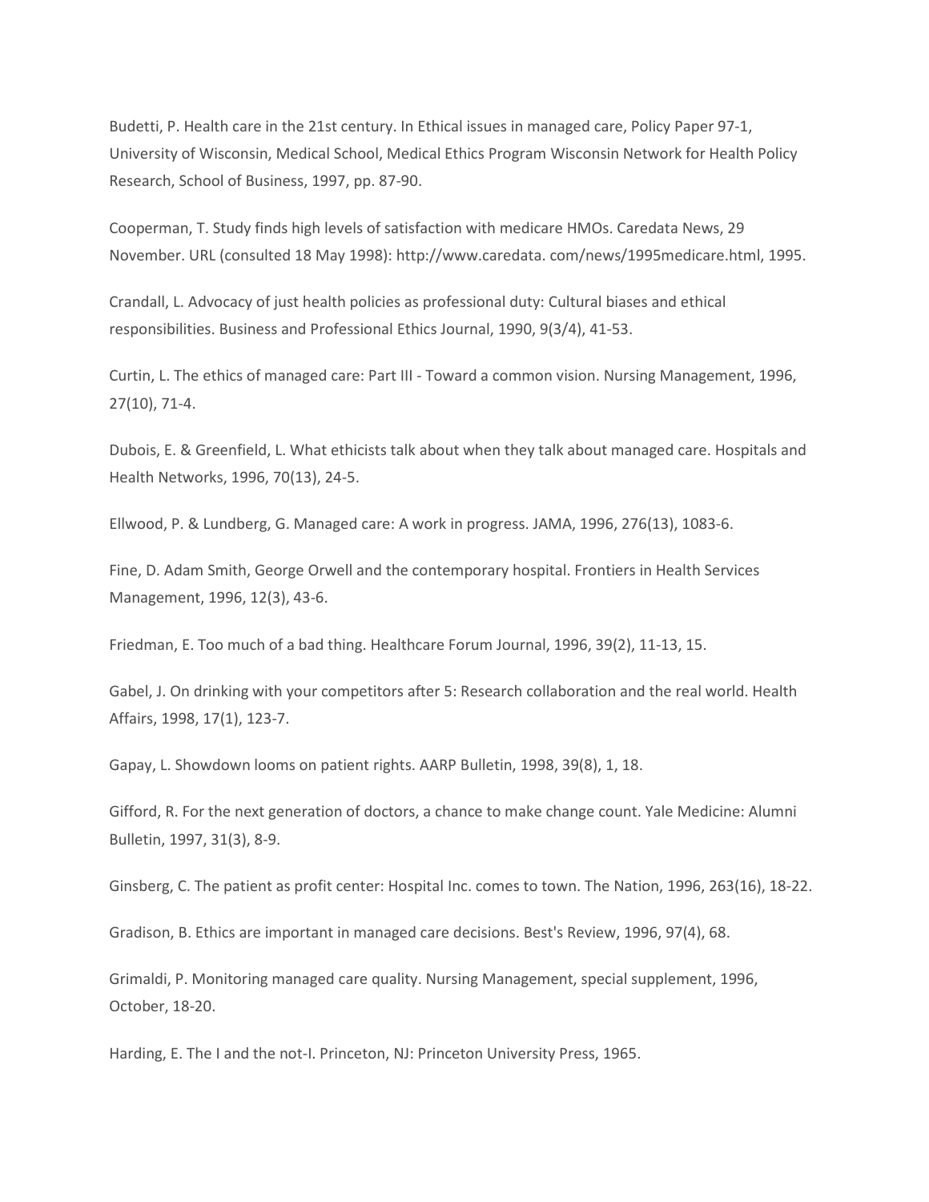Budetti, P. Health care in the 21st century. In Ethical issues in managed care, Policy Paper 97-1, University of Wisconsin, Medical School, Medical Ethics Program Wisconsin Network for Health Policy Research, School of Business, 1997, pp. 87-90.

Cooperman, T. Study finds high levels of satisfaction with medicare HMOs. Caredata News, 29 November. URL (consulted 18 May 1998): http://www.caredata. com/news/1995medicare.html, 1995.

Crandall, L. Advocacy of just health policies as professional duty: Cultural biases and ethical responsibilities. Business and Professional Ethics Journal, 1990, 9(3/4), 41-53.

Curtin, L. The ethics of managed care: Part III - Toward a common vision. Nursing Management, 1996, 27(10), 71-4.

Dubois, E. & Greenfield, L. What ethicists talk about when they talk about managed care. Hospitals and Health Networks, 1996, 70(13), 24-5.

Ellwood, P. & Lundberg, G. Managed care: A work in progress. JAMA, 1996, 276(13), 1083-6.

Fine, D. Adam Smith, George Orwell and the contemporary hospital. Frontiers in Health Services Management, 1996, 12(3), 43-6.

Friedman, E. Too much of a bad thing. Healthcare Forum Journal, 1996, 39(2), 11-13, 15.

Gabel, J. On drinking with your competitors after 5: Research collaboration and the real world. Health Affairs, 1998, 17(1), 123-7.

Gapay, L. Showdown looms on patient rights. AARP Bulletin, 1998, 39(8), 1, 18.

Gifford, R. For the next generation of doctors, a chance to make change count. Yale Medicine: Alumni Bulletin, 1997, 31(3), 8-9.

Ginsberg, C. The patient as profit center: Hospital Inc. comes to town. The Nation, 1996, 263(16), 18-22.

Gradison, B. Ethics are important in managed care decisions. Best's Review, 1996, 97(4), 68.

Grimaldi, P. Monitoring managed care quality. Nursing Management, special supplement, 1996, October, 18-20.

Harding, E. The I and the not-I. Princeton, NJ: Princeton University Press, 1965.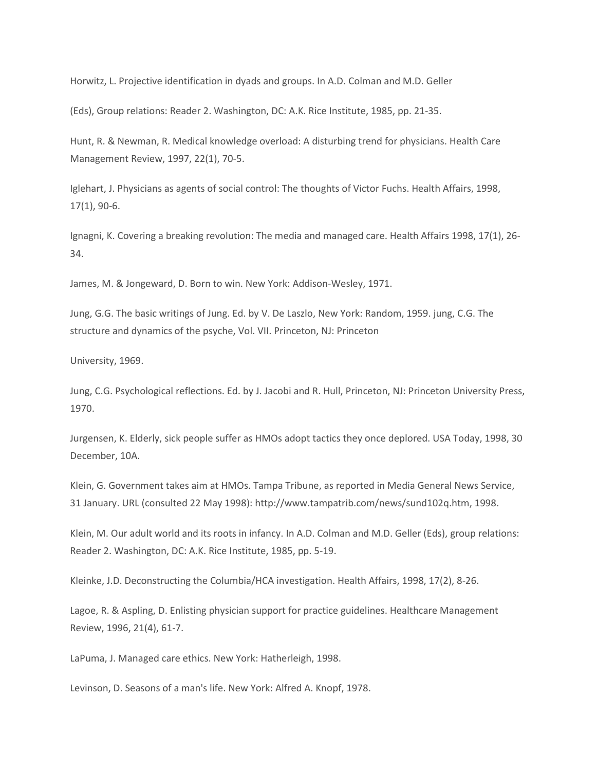Horwitz, L. Projective identification in dyads and groups. In A.D. Colman and M.D. Geller

(Eds), Group relations: Reader 2. Washington, DC: A.K. Rice Institute, 1985, pp. 21-35.

Hunt, R. & Newman, R. Medical knowledge overload: A disturbing trend for physicians. Health Care Management Review, 1997, 22(1), 70-5.

Iglehart, J. Physicians as agents of social control: The thoughts of Victor Fuchs. Health Affairs, 1998, 17(1), 90-6.

Ignagni, K. Covering a breaking revolution: The media and managed care. Health Affairs 1998, 17(1), 26-34.

James, M. & Jongeward, D. Born to win. New York: Addison-Wesley, 1971.

Jung, G.G. The basic writings of Jung. Ed. by V. De Laszlo, New York: Random, 1959. jung, C.G. The structure and dynamics of the psyche, Vol. VII. Princeton, NJ: Princeton

University, 1969.

Jung, C.G. Psychological reflections. Ed. by J. Jacobi and R. Hull, Princeton, NJ: Princeton University Press, 1970.

Jurgensen, K. Elderly, sick people suffer as HMOs adopt tactics they once deplored. USA Today, 1998, 30 December, 10A.

Klein, G. Government takes aim at HMOs. Tampa Tribune, as reported in Media General News Service, 31 January. URL (consulted 22 May 1998): http://www.tampatrib.com/news/sund102q.htm, 1998.

Klein, M. Our adult world and its roots in infancy. In A.D. Colman and M.D. Geller (Eds), group relations: Reader 2. Washington, DC: A.K. Rice Institute, 1985, pp. 5-19.

Kleinke, J.D. Deconstructing the Columbia/HCA investigation. Health Affairs, 1998, 17(2), 8-26.

Lagoe, R. & Aspling, D. Enlisting physician support for practice guidelines. Healthcare Management Review, 1996, 21(4), 61-7.

LaPuma, J. Managed care ethics. New York: Hatherleigh, 1998.

Levinson, D. Seasons of a man's life. New York: Alfred A. Knopf, 1978.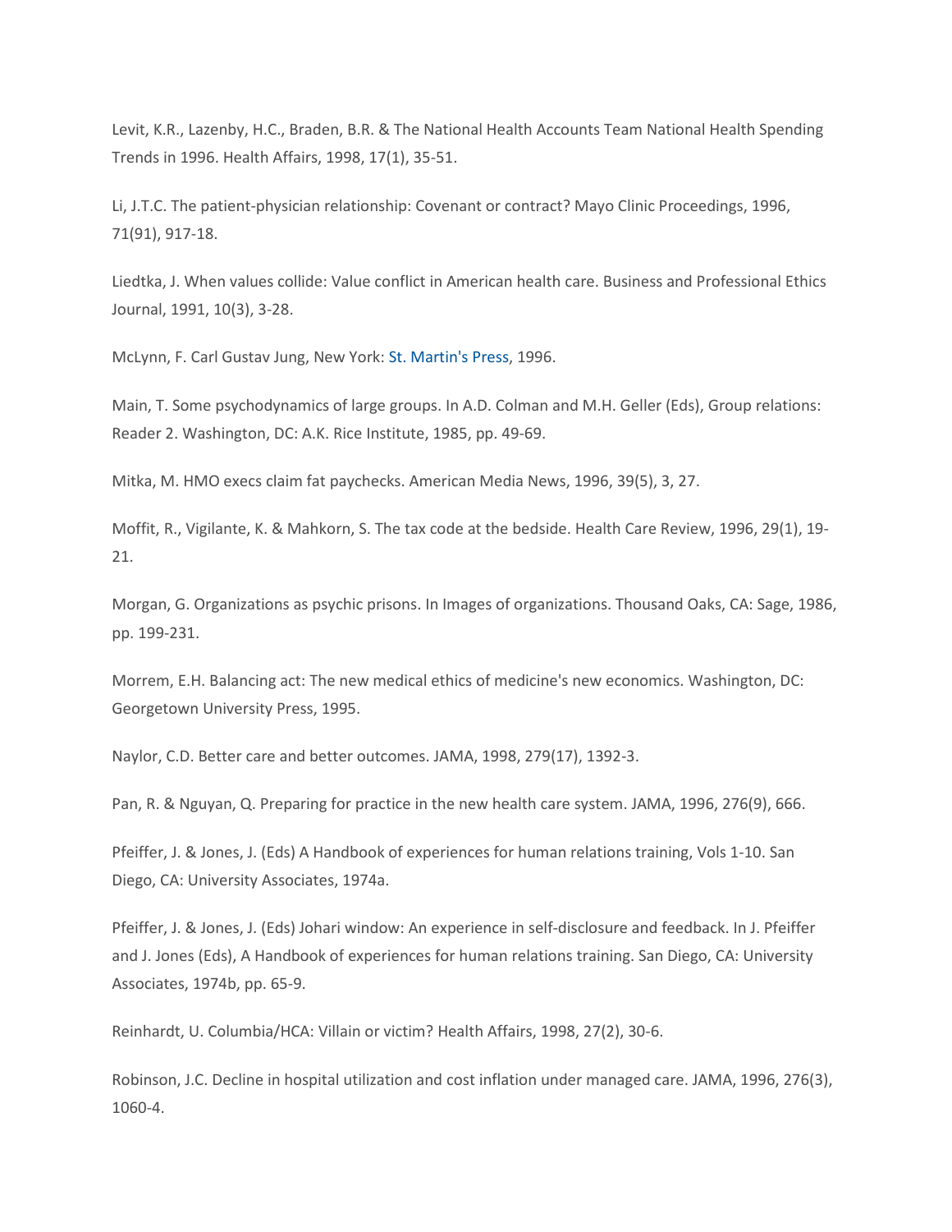Levit, K.R., Lazenby, H.C., Braden, B.R. & The National Health Accounts Team National Health Spending Trends in 1996. Health Affairs, 1998, 17(1), 35-51.

Li, J.T.C. The patient-physician relationship: Covenant or contract? Mayo Clinic Proceedings, 1996, 71(91), 917-18.

Liedtka, J. When values collide: Value conflict in American health care. Business and Professional Ethics Journal, 1991, 10(3), 3-28.

McLynn, F. Carl Gustav Jung, New York: St. Martin's Press, 1996.

Main, T. Some psychodynamics of large groups. In A.D. Colman and M.H. Geller (Eds), Group relations: Reader 2. Washington, DC: A.K. Rice Institute, 1985, pp. 49-69.

Mitka, M. HMO execs claim fat paychecks. American Media News, 1996, 39(5), 3, 27.

Moffit, R., Vigilante, K. & Mahkorn, S. The tax code at the bedside. Health Care Review, 1996, 29(1), 19-21.

Morgan, G. Organizations as psychic prisons. In Images of organizations. Thousand Oaks, CA: Sage, 1986, pp. 199-231.

Morrem, E.H. Balancing act: The new medical ethics of medicine's new economics. Washington, DC: Georgetown University Press, 1995.

Naylor, C.D. Better care and better outcomes. JAMA, 1998, 279(17), 1392-3.

Pan, R. & Nguyan, Q. Preparing for practice in the new health care system. JAMA, 1996, 276(9), 666.

Pfeiffer, J. & Jones, J. (Eds) A Handbook of experiences for human relations training, Vols 1-10. San Diego, CA: University Associates, 1974a.

Pfeiffer, J. & Jones, J. (Eds) Johari window: An experience in self-disclosure and feedback. In J. Pfeiffer and J. Jones (Eds), A Handbook of experiences for human relations training. San Diego, CA: University Associates, 1974b, pp. 65-9.

Reinhardt, U. Columbia/HCA: Villain or victim? Health Affairs, 1998, 27(2), 30-6.

Robinson, J.C. Decline in hospital utilization and cost inflation under managed care. JAMA, 1996, 276(3), 1060-4.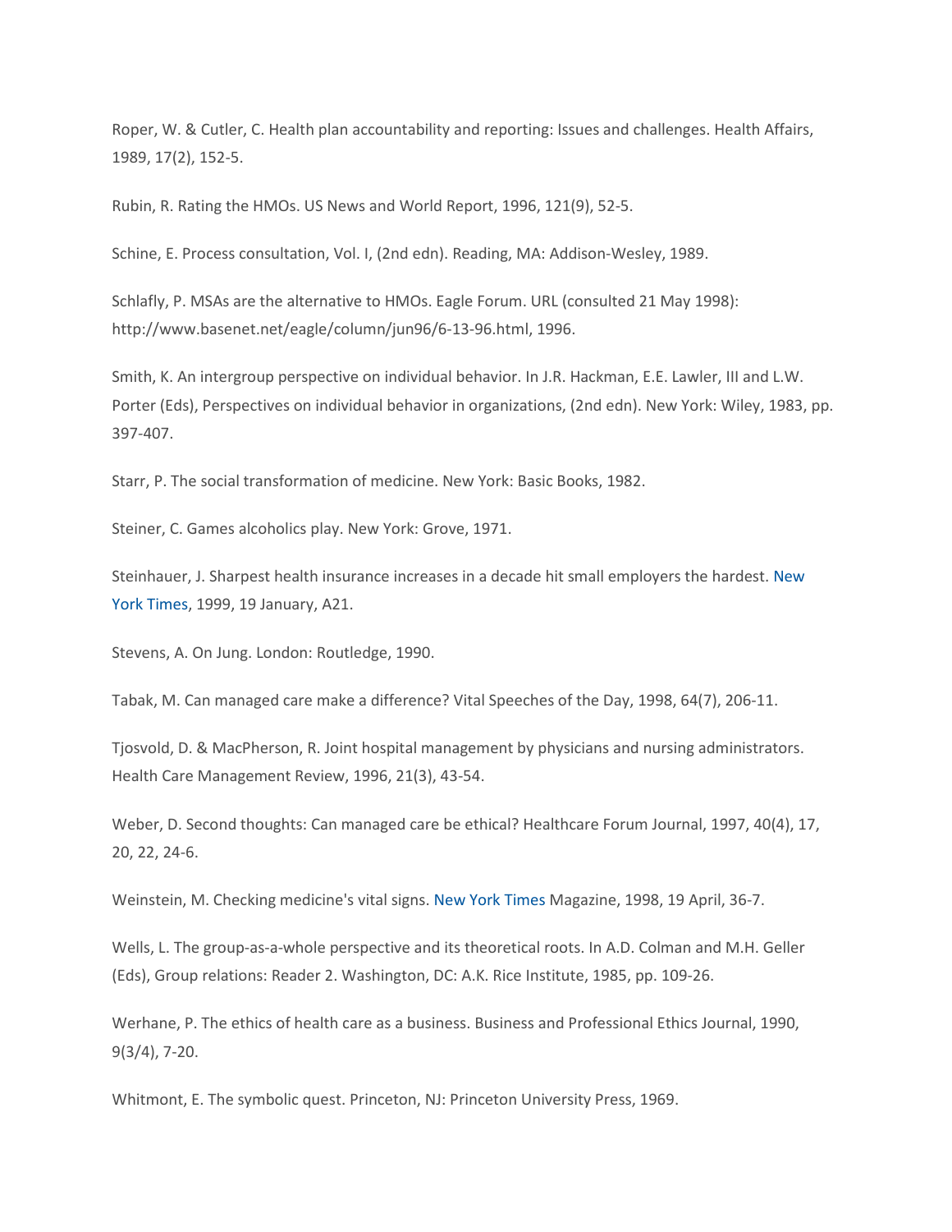Roper, W. & Cutler, C. Health plan accountability and reporting: Issues and challenges. Health Affairs, 1989, 17(2), 152-5.

Rubin, R. Rating the HMOs. US News and World Report, 1996, 121(9), 52-5.

Schine, E. Process consultation, Vol. I, (2nd edn). Reading, MA: Addison-Wesley, 1989.

Schlafly, P. MSAs are the alternative to HMOs. Eagle Forum. URL (consulted 21 May 1998): http://www.basenet.net/eagle/column/jun96/6-13-96.html, 1996.

Smith, K. An intergroup perspective on individual behavior. In J.R. Hackman, E.E. Lawler, III and L.W. Porter (Eds), Perspectives on individual behavior in organizations, (2nd edn). New York: Wiley, 1983, pp. 397-407.

Starr, P. The social transformation of medicine. New York: Basic Books, 1982.

Steiner, C. Games alcoholics play. New York: Grove, 1971.

Steinhauer, J. Sharpest health insurance increases in a decade hit small employers the hardest. New York Times, 1999, 19 January, A21.

Stevens, A. On Jung. London: Routledge, 1990.

Tabak, M. Can managed care make a difference? Vital Speeches of the Day, 1998, 64(7), 206-11.

Tjosvold, D. & MacPherson, R. Joint hospital management by physicians and nursing administrators. Health Care Management Review, 1996, 21(3), 43-54.

Weber, D. Second thoughts: Can managed care be ethical? Healthcare Forum Journal, 1997, 40(4), 17, 20, 22, 24-6.

Weinstein, M. Checking medicine's vital signs. New York Times Magazine, 1998, 19 April, 36-7.

Wells, L. The group-as-a-whole perspective and its theoretical roots. In A.D. Colman and M.H. Geller (Eds), Group relations: Reader 2. Washington, DC: A.K. Rice Institute, 1985, pp. 109-26.

Werhane, P. The ethics of health care as a business. Business and Professional Ethics Journal, 1990, 9(3/4), 7-20.

Whitmont, E. The symbolic quest. Princeton, NJ: Princeton University Press, 1969.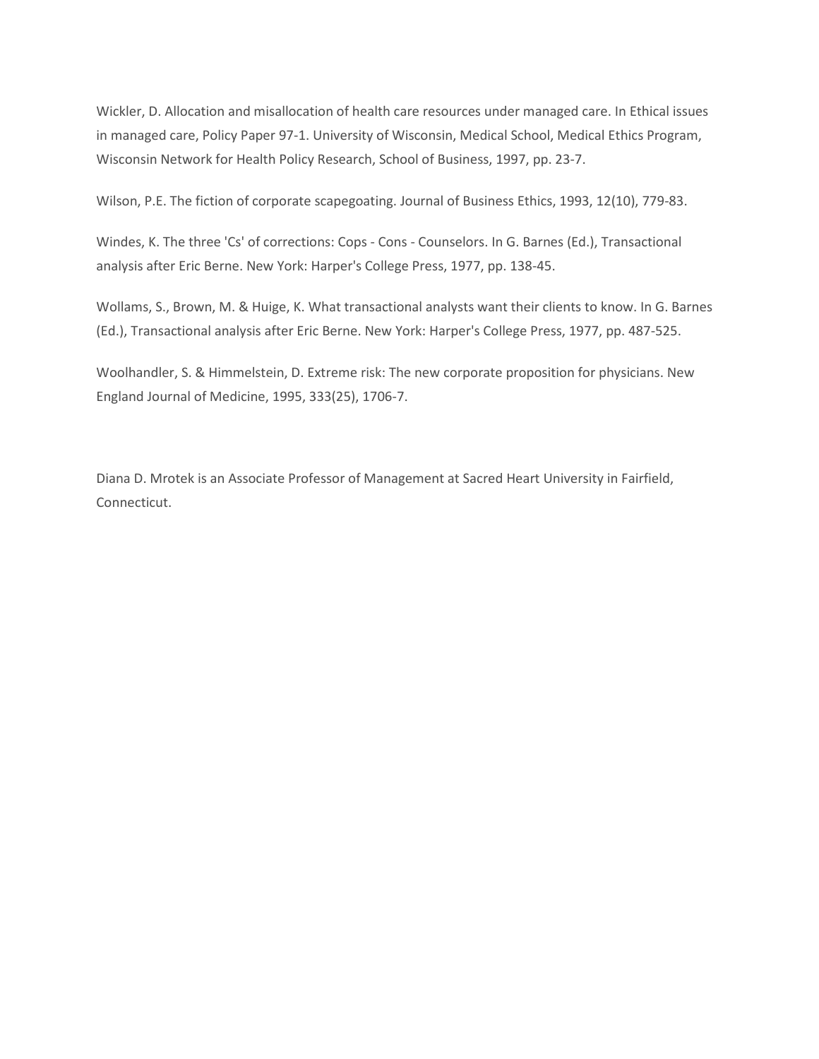Wickler, D. Allocation and misallocation of health care resources under managed care. In Ethical issues in managed care, Policy Paper 97-1. University of Wisconsin, Medical School, Medical Ethics Program, Wisconsin Network for Health Policy Research, School of Business, 1997, pp. 23-7.

Wilson, P.E. The fiction of corporate scapegoating. Journal of Business Ethics, 1993, 12(10), 779-83.

Windes, K. The three 'Cs' of corrections: Cops - Cons - Counselors. In G. Barnes (Ed.), Transactional analysis after Eric Berne. New York: Harper's College Press, 1977, pp. 138-45.

Wollams, S., Brown, M. & Huige, K. What transactional analysts want their clients to know. In G. Barnes (Ed.), Transactional analysis after Eric Berne. New York: Harper's College Press, 1977, pp. 487-525.

Woolhandler, S. & Himmelstein, D. Extreme risk: The new corporate proposition for physicians. New England Journal of Medicine, 1995, 333(25), 1706-7.

Diana D. Mrotek is an Associate Professor of Management at Sacred Heart University in Fairfield, Connecticut.